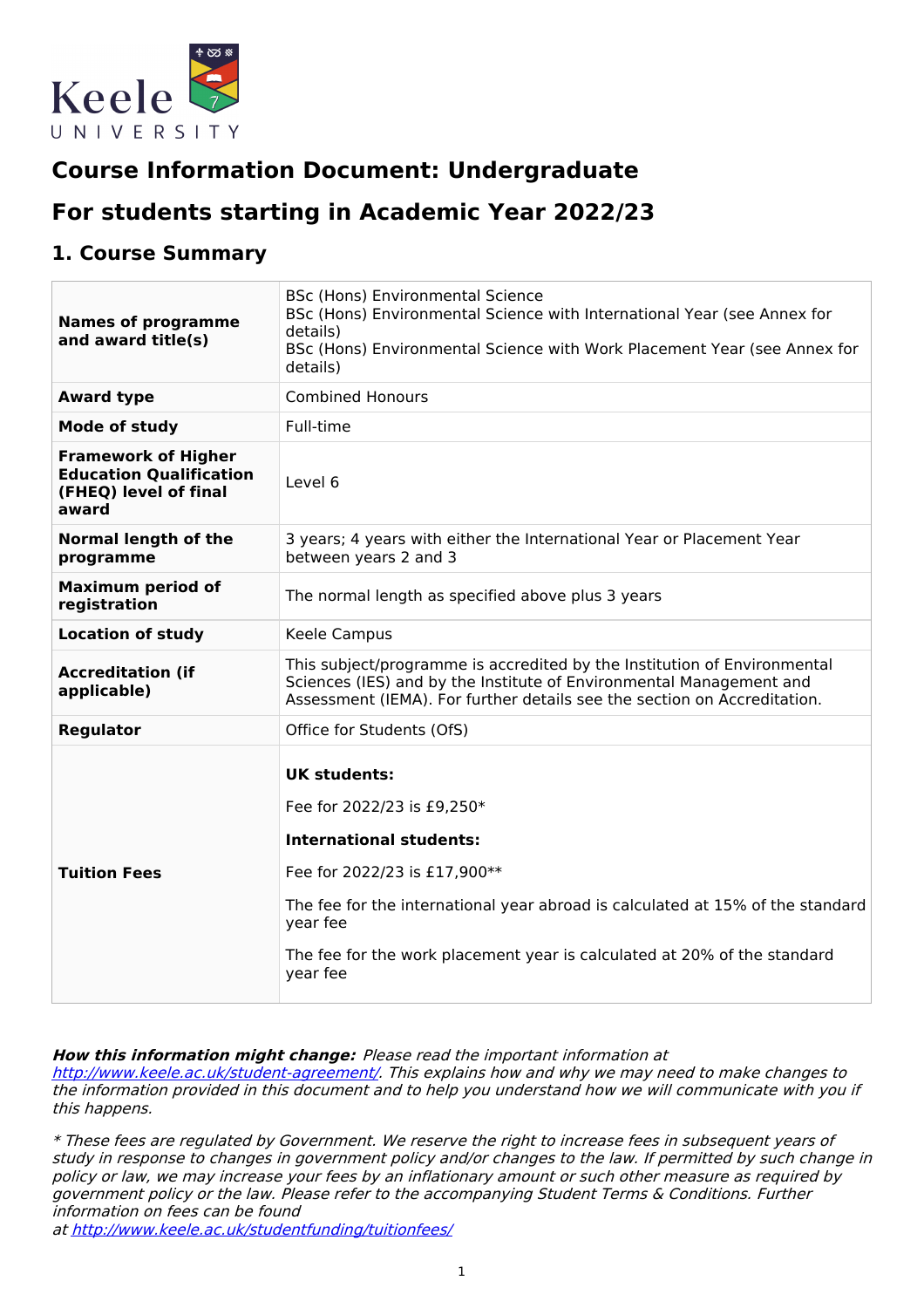# Course Information Document: Undergraduate

# For students starting in Academic Year 2022/23

## 1. Course Summary

| | |
|---|---|
| **Names of programme and award title(s)** | BSc (Hons) Environmental Science<br>BSc (Hons) Environmental Science with International Year (see Annex for details)<br>BSc (Hons) Environmental Science with Work Placement Year (see Annex for details) |
| **Award type** | Combined Honours |
| **Mode of study** | Full-time |
| **Framework of Higher Education Qualification (FHEQ) level of final award** | Level 6 |
| **Normal length of the programme** | 3 years; 4 years with either the International Year or Placement Year between years 2 and 3 |
| **Maximum period of registration** | The normal length as specified above plus 3 years |
| **Location of study** | Keele Campus |
| **Accreditation (if applicable)** | This subject/programme is accredited by the Institution of Environmental Sciences (IES) and by the Institute of Environmental Management and Assessment (IEMA). For further details see the section on Accreditation. |
| **Regulator** | Office for Students (OfS) |
| **Tuition Fees** | **UK students:**<br>Fee for 2022/23 is £9,250*<br>**International students:**<br>Fee for 2022/23 is £17,900**<br>The fee for the international year abroad is calculated at 15% of the standard year fee<br>The fee for the work placement year is calculated at 20% of the standard year fee |

***How this information might change:*** *Please read the important information at [http://www.keele.ac.uk/student-agreement/](http://www.keele.ac.uk/student-agreement/). This explains how and why we may need to make changes to the information provided in this document and to help you understand how we will communicate with you if this happens.*

*\* These fees are regulated by Government. We reserve the right to increase fees in subsequent years of study in response to changes in government policy and/or changes to the law. If permitted by such change in policy or law, we may increase your fees by an inflationary amount or such other measure as required by government policy or the law. Please refer to the accompanying Student Terms & Conditions. Further information on fees can be found at [http://www.keele.ac.uk/studentfunding/tuitionfees/](http://www.keele.ac.uk/studentfunding/tuitionfees/)*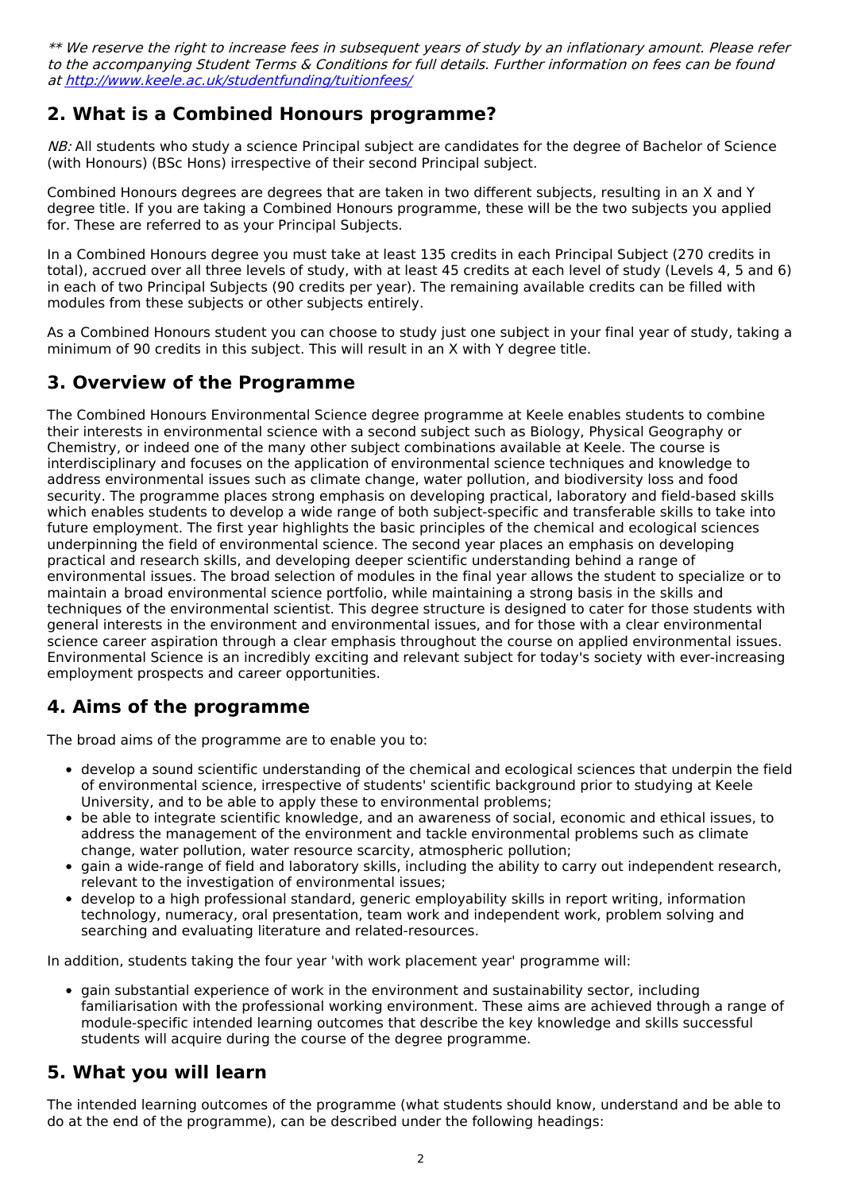*** We reserve the right to increase fees in subsequent years of study by an inflationary amount. Please refer to the accompanying Student Terms & Conditions for full details. Further information on fees can be found at http://www.keele.ac.uk/studentfunding/tuitionfees/*

## 2. What is a Combined Honours programme?

*NB:* All students who study a science Principal subject are candidates for the degree of Bachelor of Science (with Honours) (BSc Hons) irrespective of their second Principal subject.

Combined Honours degrees are degrees that are taken in two different subjects, resulting in an X and Y degree title. If you are taking a Combined Honours programme, these will be the two subjects you applied for. These are referred to as your Principal Subjects.

In a Combined Honours degree you must take at least 135 credits in each Principal Subject (270 credits in total), accrued over all three levels of study, with at least 45 credits at each level of study (Levels 4, 5 and 6) in each of two Principal Subjects (90 credits per year). The remaining available credits can be filled with modules from these subjects or other subjects entirely.

As a Combined Honours student you can choose to study just one subject in your final year of study, taking a minimum of 90 credits in this subject. This will result in an X with Y degree title.

## 3. Overview of the Programme

The Combined Honours Environmental Science degree programme at Keele enables students to combine their interests in environmental science with a second subject such as Biology, Physical Geography or Chemistry, or indeed one of the many other subject combinations available at Keele. The course is interdisciplinary and focuses on the application of environmental science techniques and knowledge to address environmental issues such as climate change, water pollution, and biodiversity loss and food security. The programme places strong emphasis on developing practical, laboratory and field-based skills which enables students to develop a wide range of both subject-specific and transferable skills to take into future employment. The first year highlights the basic principles of the chemical and ecological sciences underpinning the field of environmental science. The second year places an emphasis on developing practical and research skills, and developing deeper scientific understanding behind a range of environmental issues. The broad selection of modules in the final year allows the student to specialize or to maintain a broad environmental science portfolio, while maintaining a strong basis in the skills and techniques of the environmental scientist. This degree structure is designed to cater for those students with general interests in the environment and environmental issues, and for those with a clear environmental science career aspiration through a clear emphasis throughout the course on applied environmental issues. Environmental Science is an incredibly exciting and relevant subject for today's society with ever-increasing employment prospects and career opportunities.

## 4. Aims of the programme

The broad aims of the programme are to enable you to:

- develop a sound scientific understanding of the chemical and ecological sciences that underpin the field of environmental science, irrespective of students' scientific background prior to studying at Keele University, and to be able to apply these to environmental problems;
- be able to integrate scientific knowledge, and an awareness of social, economic and ethical issues, to address the management of the environment and tackle environmental problems such as climate change, water pollution, water resource scarcity, atmospheric pollution;
- gain a wide-range of field and laboratory skills, including the ability to carry out independent research, relevant to the investigation of environmental issues;
- develop to a high professional standard, generic employability skills in report writing, information technology, numeracy, oral presentation, team work and independent work, problem solving and searching and evaluating literature and related-resources.

In addition, students taking the four year 'with work placement year' programme will:

- gain substantial experience of work in the environment and sustainability sector, including familiarisation with the professional working environment. These aims are achieved through a range of module-specific intended learning outcomes that describe the key knowledge and skills successful students will acquire during the course of the degree programme.

## 5. What you will learn

The intended learning outcomes of the programme (what students should know, understand and be able to do at the end of the programme), can be described under the following headings: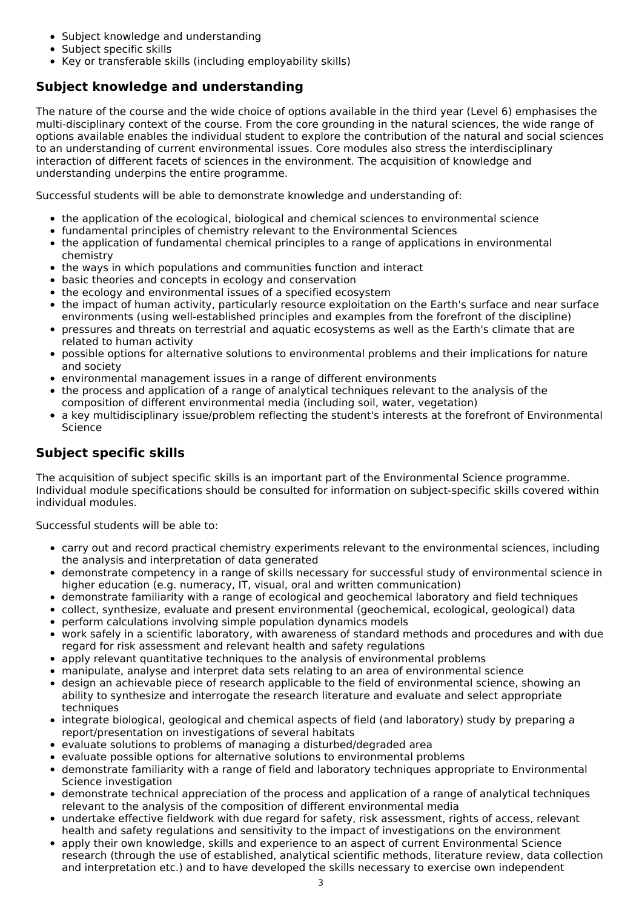- Subject knowledge and understanding
- Subject specific skills
- Key or transferable skills (including employability skills)

## Subject knowledge and understanding

The nature of the course and the wide choice of options available in the third year (Level 6) emphasises the multi-disciplinary context of the course. From the core grounding in the natural sciences, the wide range of options available enables the individual student to explore the contribution of the natural and social sciences to an understanding of current environmental issues. Core modules also stress the interdisciplinary interaction of different facets of sciences in the environment. The acquisition of knowledge and understanding underpins the entire programme.

Successful students will be able to demonstrate knowledge and understanding of:

- the application of the ecological, biological and chemical sciences to environmental science
- fundamental principles of chemistry relevant to the Environmental Sciences
- the application of fundamental chemical principles to a range of applications in environmental chemistry
- the ways in which populations and communities function and interact
- basic theories and concepts in ecology and conservation
- the ecology and environmental issues of a specified ecosystem
- the impact of human activity, particularly resource exploitation on the Earth's surface and near surface environments (using well-established principles and examples from the forefront of the discipline)
- pressures and threats on terrestrial and aquatic ecosystems as well as the Earth's climate that are related to human activity
- possible options for alternative solutions to environmental problems and their implications for nature and society
- environmental management issues in a range of different environments
- the process and application of a range of analytical techniques relevant to the analysis of the composition of different environmental media (including soil, water, vegetation)
- a key multidisciplinary issue/problem reflecting the student's interests at the forefront of Environmental Science

## Subject specific skills

The acquisition of subject specific skills is an important part of the Environmental Science programme. Individual module specifications should be consulted for information on subject-specific skills covered within individual modules.

Successful students will be able to:

- carry out and record practical chemistry experiments relevant to the environmental sciences, including the analysis and interpretation of data generated
- demonstrate competency in a range of skills necessary for successful study of environmental science in higher education (e.g. numeracy, IT, visual, oral and written communication)
- demonstrate familiarity with a range of ecological and geochemical laboratory and field techniques
- collect, synthesize, evaluate and present environmental (geochemical, ecological, geological) data
- perform calculations involving simple population dynamics models
- work safely in a scientific laboratory, with awareness of standard methods and procedures and with due regard for risk assessment and relevant health and safety regulations
- apply relevant quantitative techniques to the analysis of environmental problems
- manipulate, analyse and interpret data sets relating to an area of environmental science
- design an achievable piece of research applicable to the field of environmental science, showing an ability to synthesize and interrogate the research literature and evaluate and select appropriate techniques
- integrate biological, geological and chemical aspects of field (and laboratory) study by preparing a report/presentation on investigations of several habitats
- evaluate solutions to problems of managing a disturbed/degraded area
- evaluate possible options for alternative solutions to environmental problems
- demonstrate familiarity with a range of field and laboratory techniques appropriate to Environmental Science investigation
- demonstrate technical appreciation of the process and application of a range of analytical techniques relevant to the analysis of the composition of different environmental media
- undertake effective fieldwork with due regard for safety, risk assessment, rights of access, relevant health and safety regulations and sensitivity to the impact of investigations on the environment
- apply their own knowledge, skills and experience to an aspect of current Environmental Science research (through the use of established, analytical scientific methods, literature review, data collection and interpretation etc.) and to have developed the skills necessary to exercise own independent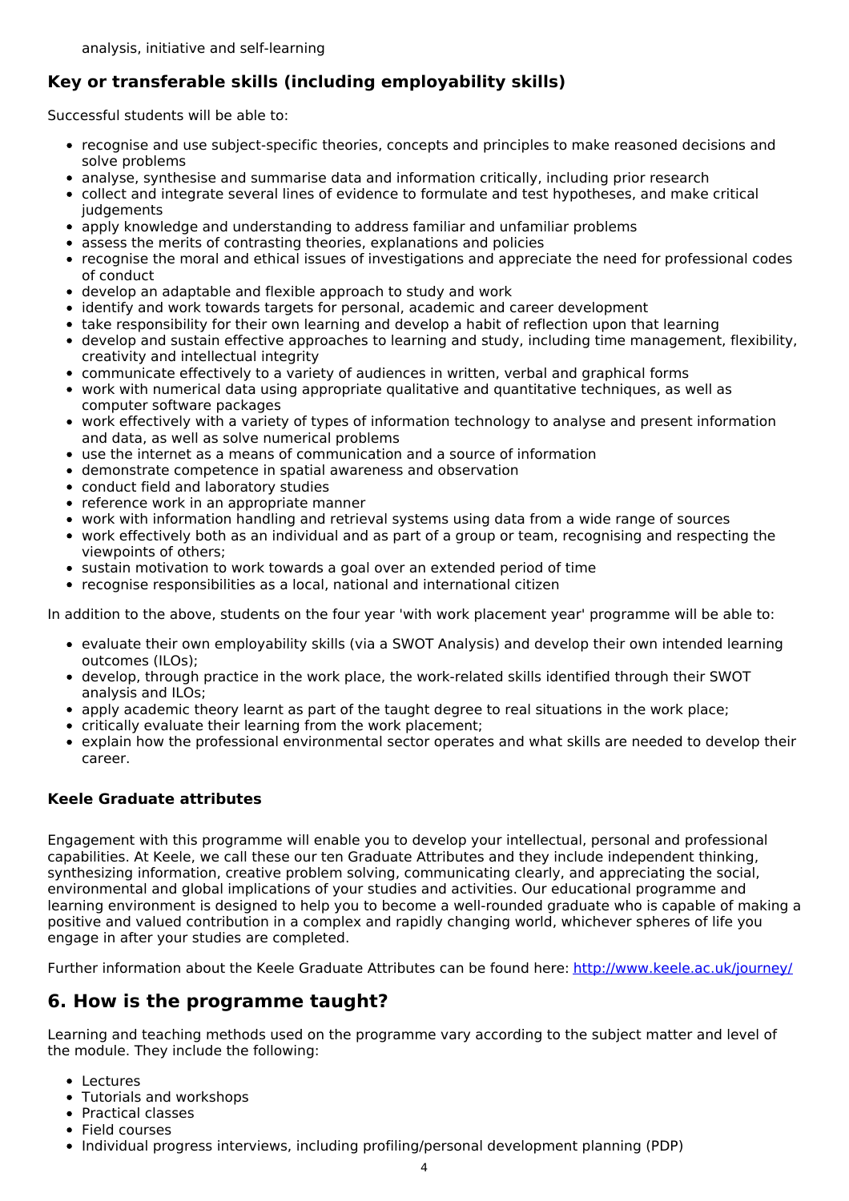analysis, initiative and self-learning

## Key or transferable skills (including employability skills)

Successful students will be able to:

- recognise and use subject-specific theories, concepts and principles to make reasoned decisions and solve problems
- analyse, synthesise and summarise data and information critically, including prior research
- collect and integrate several lines of evidence to formulate and test hypotheses, and make critical judgements
- apply knowledge and understanding to address familiar and unfamiliar problems
- assess the merits of contrasting theories, explanations and policies
- recognise the moral and ethical issues of investigations and appreciate the need for professional codes of conduct
- develop an adaptable and flexible approach to study and work
- identify and work towards targets for personal, academic and career development
- take responsibility for their own learning and develop a habit of reflection upon that learning
- develop and sustain effective approaches to learning and study, including time management, flexibility, creativity and intellectual integrity
- communicate effectively to a variety of audiences in written, verbal and graphical forms
- work with numerical data using appropriate qualitative and quantitative techniques, as well as computer software packages
- work effectively with a variety of types of information technology to analyse and present information and data, as well as solve numerical problems
- use the internet as a means of communication and a source of information
- demonstrate competence in spatial awareness and observation
- conduct field and laboratory studies
- reference work in an appropriate manner
- work with information handling and retrieval systems using data from a wide range of sources
- work effectively both as an individual and as part of a group or team, recognising and respecting the viewpoints of others;
- sustain motivation to work towards a goal over an extended period of time
- recognise responsibilities as a local, national and international citizen

In addition to the above, students on the four year 'with work placement year' programme will be able to:

- evaluate their own employability skills (via a SWOT Analysis) and develop their own intended learning outcomes (ILOs);
- develop, through practice in the work place, the work-related skills identified through their SWOT analysis and ILOs;
- apply academic theory learnt as part of the taught degree to real situations in the work place;
- critically evaluate their learning from the work placement;
- explain how the professional environmental sector operates and what skills are needed to develop their career.

### Keele Graduate attributes

Engagement with this programme will enable you to develop your intellectual, personal and professional capabilities. At Keele, we call these our ten Graduate Attributes and they include independent thinking, synthesizing information, creative problem solving, communicating clearly, and appreciating the social, environmental and global implications of your studies and activities. Our educational programme and learning environment is designed to help you to become a well-rounded graduate who is capable of making a positive and valued contribution in a complex and rapidly changing world, whichever spheres of life you engage in after your studies are completed.

Further information about the Keele Graduate Attributes can be found here: http://www.keele.ac.uk/journey/

## 6. How is the programme taught?

Learning and teaching methods used on the programme vary according to the subject matter and level of the module. They include the following:

- Lectures
- Tutorials and workshops
- Practical classes
- Field courses
- Individual progress interviews, including profiling/personal development planning (PDP)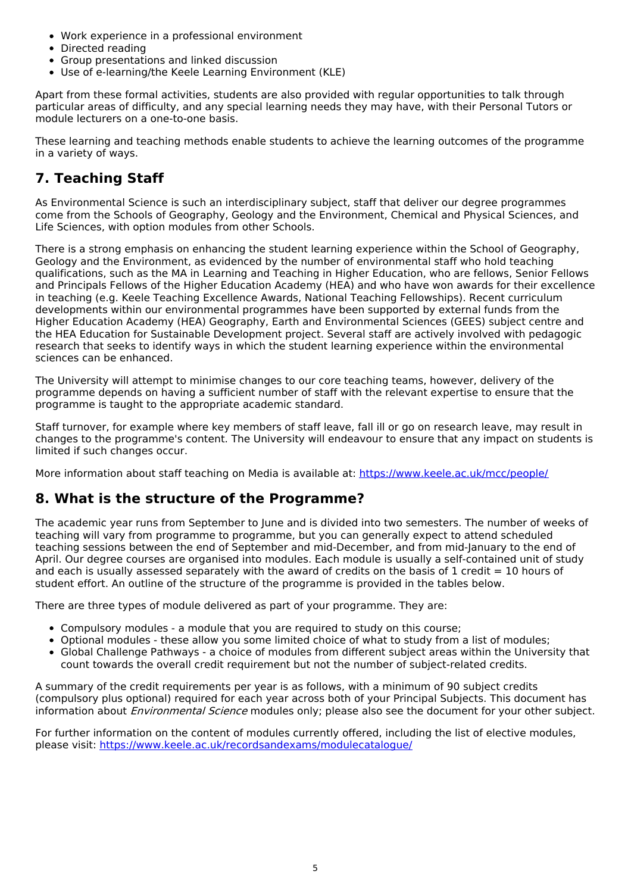- Work experience in a professional environment
- Directed reading
- Group presentations and linked discussion
- Use of e-learning/the Keele Learning Environment (KLE)

Apart from these formal activities, students are also provided with regular opportunities to talk through particular areas of difficulty, and any special learning needs they may have, with their Personal Tutors or module lecturers on a one-to-one basis.

These learning and teaching methods enable students to achieve the learning outcomes of the programme in a variety of ways.

## 7. Teaching Staff

As Environmental Science is such an interdisciplinary subject, staff that deliver our degree programmes come from the Schools of Geography, Geology and the Environment, Chemical and Physical Sciences, and Life Sciences, with option modules from other Schools.

There is a strong emphasis on enhancing the student learning experience within the School of Geography, Geology and the Environment, as evidenced by the number of environmental staff who hold teaching qualifications, such as the MA in Learning and Teaching in Higher Education, who are fellows, Senior Fellows and Principals Fellows of the Higher Education Academy (HEA) and who have won awards for their excellence in teaching (e.g. Keele Teaching Excellence Awards, National Teaching Fellowships). Recent curriculum developments within our environmental programmes have been supported by external funds from the Higher Education Academy (HEA) Geography, Earth and Environmental Sciences (GEES) subject centre and the HEA Education for Sustainable Development project. Several staff are actively involved with pedagogic research that seeks to identify ways in which the student learning experience within the environmental sciences can be enhanced.

The University will attempt to minimise changes to our core teaching teams, however, delivery of the programme depends on having a sufficient number of staff with the relevant expertise to ensure that the programme is taught to the appropriate academic standard.

Staff turnover, for example where key members of staff leave, fall ill or go on research leave, may result in changes to the programme's content. The University will endeavour to ensure that any impact on students is limited if such changes occur.

More information about staff teaching on Media is available at: https://www.keele.ac.uk/mcc/people/

## 8. What is the structure of the Programme?

The academic year runs from September to June and is divided into two semesters. The number of weeks of teaching will vary from programme to programme, but you can generally expect to attend scheduled teaching sessions between the end of September and mid-December, and from mid-January to the end of April. Our degree courses are organised into modules. Each module is usually a self-contained unit of study and each is usually assessed separately with the award of credits on the basis of 1 credit = 10 hours of student effort. An outline of the structure of the programme is provided in the tables below.

There are three types of module delivered as part of your programme. They are:

- Compulsory modules - a module that you are required to study on this course;
- Optional modules - these allow you some limited choice of what to study from a list of modules;
- Global Challenge Pathways - a choice of modules from different subject areas within the University that count towards the overall credit requirement but not the number of subject-related credits.

A summary of the credit requirements per year is as follows, with a minimum of 90 subject credits (compulsory plus optional) required for each year across both of your Principal Subjects. This document has information about *Environmental Science* modules only; please also see the document for your other subject.

For further information on the content of modules currently offered, including the list of elective modules, please visit: https://www.keele.ac.uk/recordsandexams/modulecatalogue/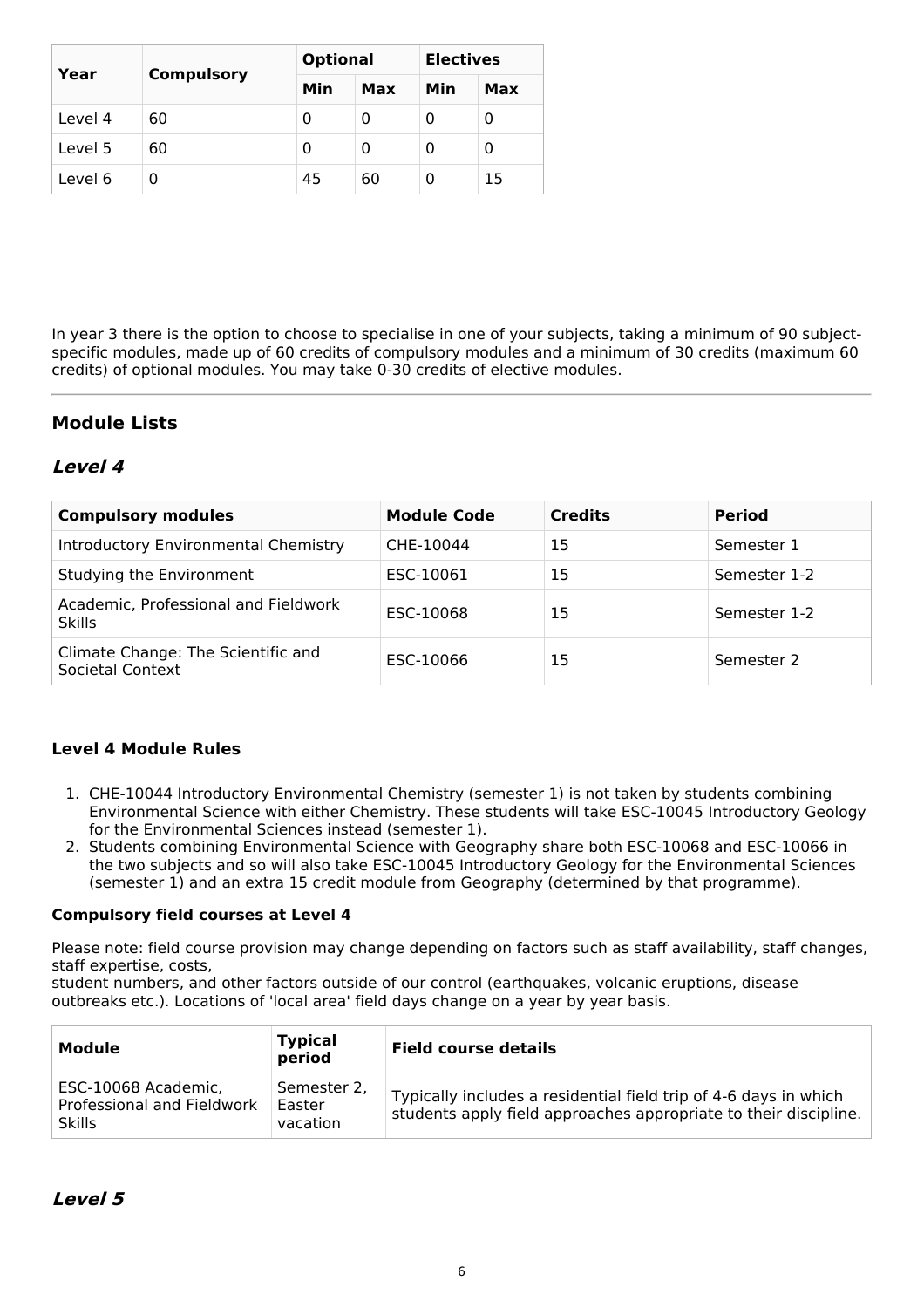| Year | Compulsory | Optional | | Electives | |
|---|---|---|---|---|---|
| | | Min | Max | Min | Max |
| Level 4 | 60 | 0 | 0 | 0 | 0 |
| Level 5 | 60 | 0 | 0 | 0 | 0 |
| Level 6 | 0 | 45 | 60 | 0 | 15 |

In year 3 there is the option to choose to specialise in one of your subjects, taking a minimum of 90 subject-specific modules, made up of 60 credits of compulsory modules and a minimum of 30 credits (maximum 60 credits) of optional modules. You may take 0-30 credits of elective modules.

## Module Lists

### *Level 4*

| Compulsory modules | Module Code | Credits | Period |
|---|---|---|---|
| Introductory Environmental Chemistry | CHE-10044 | 15 | Semester 1 |
| Studying the Environment | ESC-10061 | 15 | Semester 1-2 |
| Academic, Professional and Fieldwork Skills | ESC-10068 | 15 | Semester 1-2 |
| Climate Change: The Scientific and Societal Context | ESC-10066 | 15 | Semester 2 |

#### Level 4 Module Rules

1. CHE-10044 Introductory Environmental Chemistry (semester 1) is not taken by students combining Environmental Science with either Chemistry. These students will take ESC-10045 Introductory Geology for the Environmental Sciences instead (semester 1).
2. Students combining Environmental Science with Geography share both ESC-10068 and ESC-10066 in the two subjects and so will also take ESC-10045 Introductory Geology for the Environmental Sciences (semester 1) and an extra 15 credit module from Geography (determined by that programme).

**Compulsory field courses at Level 4**

Please note: field course provision may change depending on factors such as staff availability, staff changes, staff expertise, costs,
student numbers, and other factors outside of our control (earthquakes, volcanic eruptions, disease outbreaks etc.). Locations of 'local area' field days change on a year by year basis.

| Module | Typical period | Field course details |
|---|---|---|
| ESC-10068 Academic, Professional and Fieldwork Skills | Semester 2, Easter vacation | Typically includes a residential field trip of 4-6 days in which students apply field approaches appropriate to their discipline. |

### *Level 5*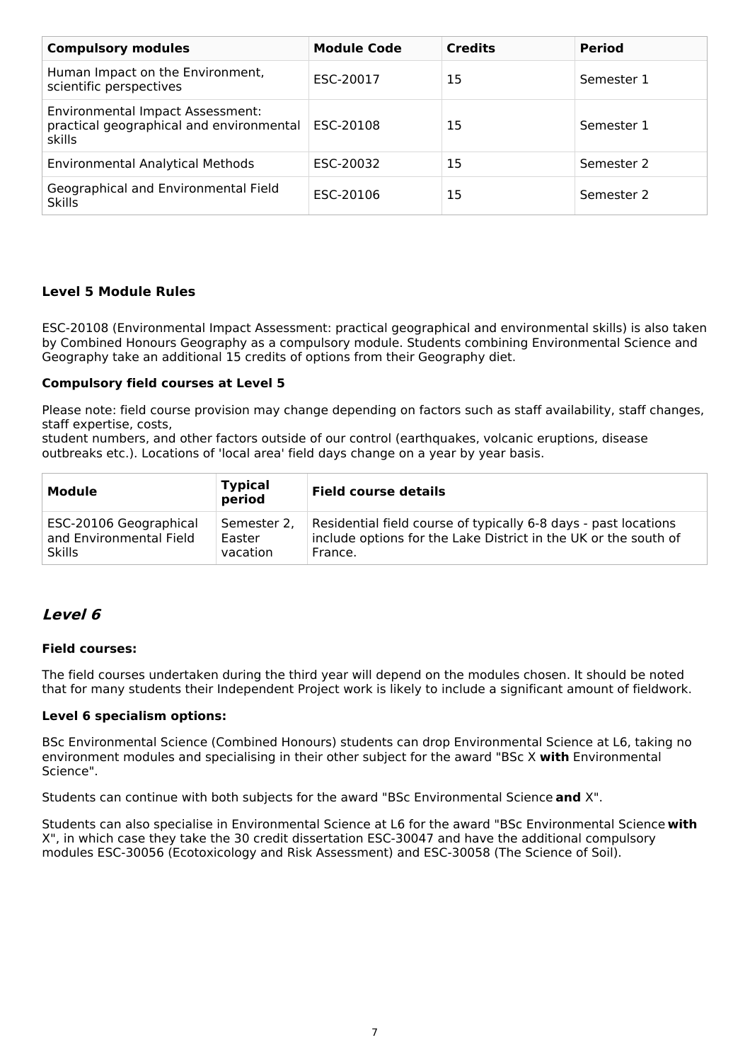| Compulsory modules | Module Code | Credits | Period |
|---|---|---|---|
| Human Impact on the Environment, scientific perspectives | ESC-20017 | 15 | Semester 1 |
| Environmental Impact Assessment: practical geographical and environmental skills | ESC-20108 | 15 | Semester 1 |
| Environmental Analytical Methods | ESC-20032 | 15 | Semester 2 |
| Geographical and Environmental Field Skills | ESC-20106 | 15 | Semester 2 |

### Level 5 Module Rules

ESC-20108 (Environmental Impact Assessment: practical geographical and environmental skills) is also taken by Combined Honours Geography as a compulsory module. Students combining Environmental Science and Geography take an additional 15 credits of options from their Geography diet.

#### Compulsory field courses at Level 5

Please note: field course provision may change depending on factors such as staff availability, staff changes, staff expertise, costs,
student numbers, and other factors outside of our control (earthquakes, volcanic eruptions, disease outbreaks etc.). Locations of 'local area' field days change on a year by year basis.

| Module | Typical period | Field course details |
|---|---|---|
| ESC-20106 Geographical and Environmental Field Skills | Semester 2, Easter vacation | Residential field course of typically 6-8 days - past locations include options for the Lake District in the UK or the south of France. |

## *Level 6*

#### Field courses:

The field courses undertaken during the third year will depend on the modules chosen. It should be noted that for many students their Independent Project work is likely to include a significant amount of fieldwork.

#### Level 6 specialism options:

BSc Environmental Science (Combined Honours) students can drop Environmental Science at L6, taking no environment modules and specialising in their other subject for the award "BSc X **with** Environmental Science".

Students can continue with both subjects for the award "BSc Environmental Science **and** X".

Students can also specialise in Environmental Science at L6 for the award "BSc Environmental Science **with** X", in which case they take the 30 credit dissertation ESC-30047 and have the additional compulsory modules ESC-30056 (Ecotoxicology and Risk Assessment) and ESC-30058 (The Science of Soil).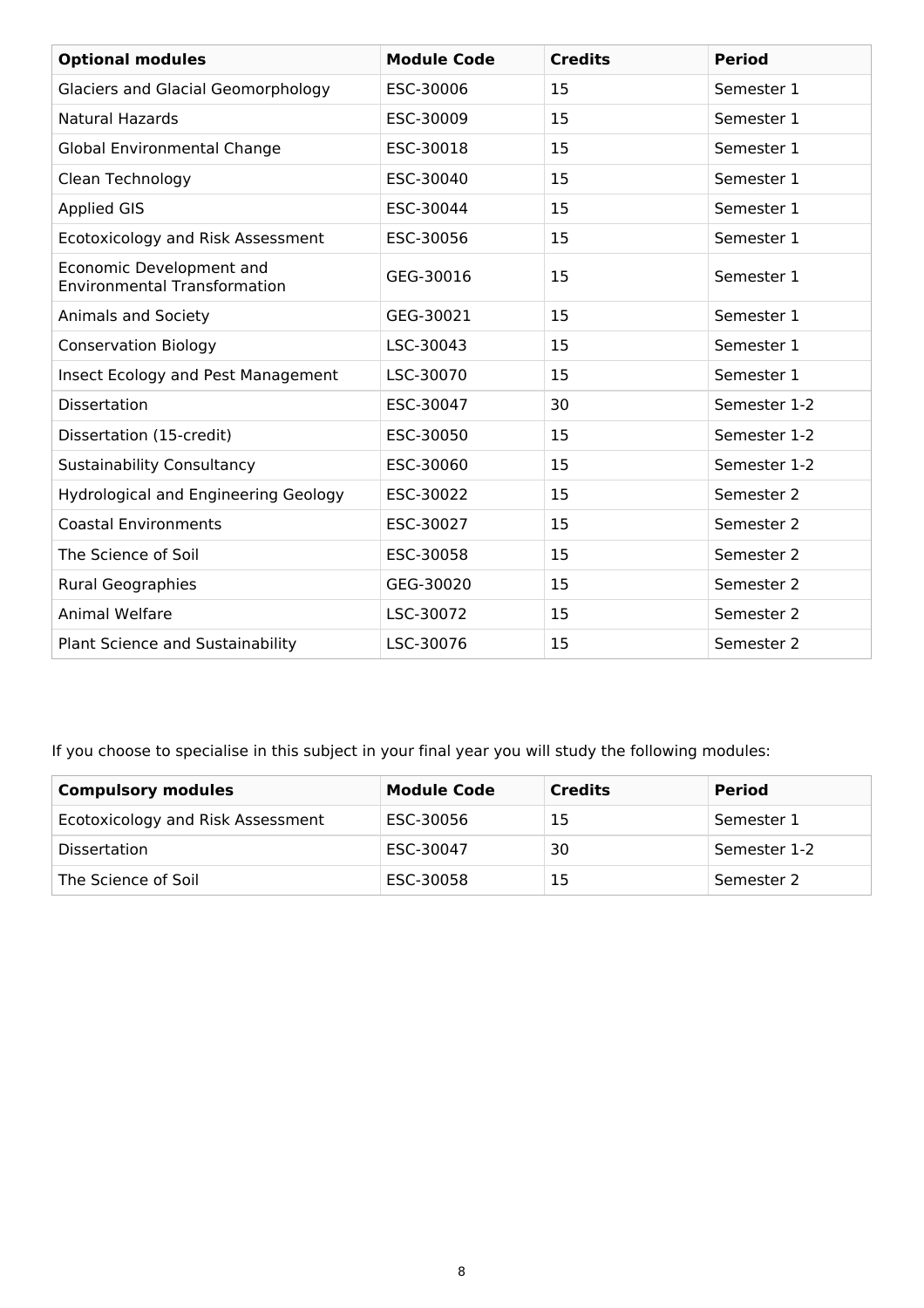| Optional modules | Module Code | Credits | Period |
| --- | --- | --- | --- |
| Glaciers and Glacial Geomorphology | ESC-30006 | 15 | Semester 1 |
| Natural Hazards | ESC-30009 | 15 | Semester 1 |
| Global Environmental Change | ESC-30018 | 15 | Semester 1 |
| Clean Technology | ESC-30040 | 15 | Semester 1 |
| Applied GIS | ESC-30044 | 15 | Semester 1 |
| Ecotoxicology and Risk Assessment | ESC-30056 | 15 | Semester 1 |
| Economic Development and Environmental Transformation | GEG-30016 | 15 | Semester 1 |
| Animals and Society | GEG-30021 | 15 | Semester 1 |
| Conservation Biology | LSC-30043 | 15 | Semester 1 |
| Insect Ecology and Pest Management | LSC-30070 | 15 | Semester 1 |
| Dissertation | ESC-30047 | 30 | Semester 1-2 |
| Dissertation (15-credit) | ESC-30050 | 15 | Semester 1-2 |
| Sustainability Consultancy | ESC-30060 | 15 | Semester 1-2 |
| Hydrological and Engineering Geology | ESC-30022 | 15 | Semester 2 |
| Coastal Environments | ESC-30027 | 15 | Semester 2 |
| The Science of Soil | ESC-30058 | 15 | Semester 2 |
| Rural Geographies | GEG-30020 | 15 | Semester 2 |
| Animal Welfare | LSC-30072 | 15 | Semester 2 |
| Plant Science and Sustainability | LSC-30076 | 15 | Semester 2 |

If you choose to specialise in this subject in your final year you will study the following modules:

| Compulsory modules | Module Code | Credits | Period |
| --- | --- | --- | --- |
| Ecotoxicology and Risk Assessment | ESC-30056 | 15 | Semester 1 |
| Dissertation | ESC-30047 | 30 | Semester 1-2 |
| The Science of Soil | ESC-30058 | 15 | Semester 2 |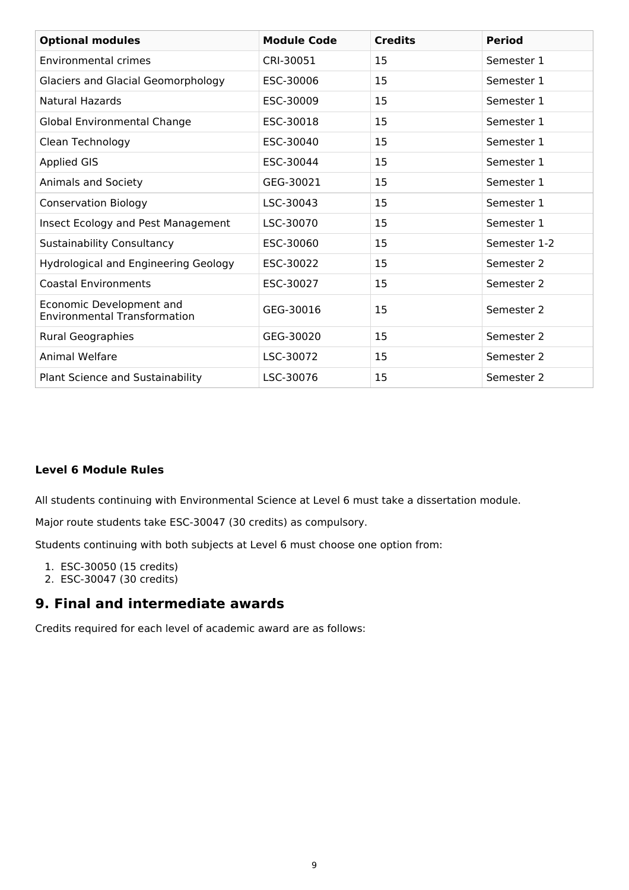| Optional modules | Module Code | Credits | Period |
|---|---|---|---|
| Environmental crimes | CRI-30051 | 15 | Semester 1 |
| Glaciers and Glacial Geomorphology | ESC-30006 | 15 | Semester 1 |
| Natural Hazards | ESC-30009 | 15 | Semester 1 |
| Global Environmental Change | ESC-30018 | 15 | Semester 1 |
| Clean Technology | ESC-30040 | 15 | Semester 1 |
| Applied GIS | ESC-30044 | 15 | Semester 1 |
| Animals and Society | GEG-30021 | 15 | Semester 1 |
| Conservation Biology | LSC-30043 | 15 | Semester 1 |
| Insect Ecology and Pest Management | LSC-30070 | 15 | Semester 1 |
| Sustainability Consultancy | ESC-30060 | 15 | Semester 1-2 |
| Hydrological and Engineering Geology | ESC-30022 | 15 | Semester 2 |
| Coastal Environments | ESC-30027 | 15 | Semester 2 |
| Economic Development and Environmental Transformation | GEG-30016 | 15 | Semester 2 |
| Rural Geographies | GEG-30020 | 15 | Semester 2 |
| Animal Welfare | LSC-30072 | 15 | Semester 2 |
| Plant Science and Sustainability | LSC-30076 | 15 | Semester 2 |

**Level 6 Module Rules**

All students continuing with Environmental Science at Level 6 must take a dissertation module.

Major route students take ESC-30047 (30 credits) as compulsory.

Students continuing with both subjects at Level 6 must choose one option from:

1. ESC-30050 (15 credits)
2. ESC-30047 (30 credits)

## 9. Final and intermediate awards

Credits required for each level of academic award are as follows: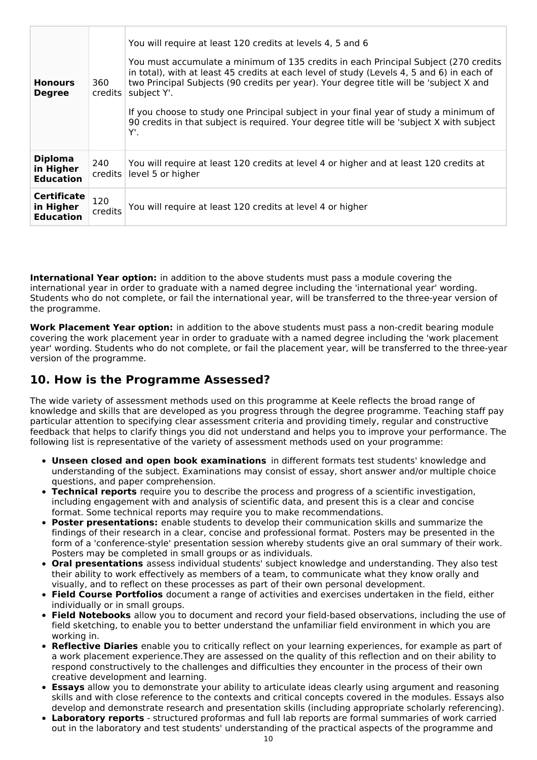| | | |
|---|---|---|
| **Honours Degree** | 360 credits | You will require at least 120 credits at levels 4, 5 and 6<br><br>You must accumulate a minimum of 135 credits in each Principal Subject (270 credits in total), with at least 45 credits at each level of study (Levels 4, 5 and 6) in each of two Principal Subjects (90 credits per year). Your degree title will be 'subject X and subject Y'.<br><br>If you choose to study one Principal subject in your final year of study a minimum of 90 credits in that subject is required. Your degree title will be 'subject X with subject Y'. |
| **Diploma in Higher Education** | 240 credits | You will require at least 120 credits at level 4 or higher and at least 120 credits at level 5 or higher |
| **Certificate in Higher Education** | 120 credits | You will require at least 120 credits at level 4 or higher |

**International Year option:** in addition to the above students must pass a module covering the international year in order to graduate with a named degree including the 'international year' wording. Students who do not complete, or fail the international year, will be transferred to the three-year version of the programme.

**Work Placement Year option:** in addition to the above students must pass a non-credit bearing module covering the work placement year in order to graduate with a named degree including the 'work placement year' wording. Students who do not complete, or fail the placement year, will be transferred to the three-year version of the programme.

## 10. How is the Programme Assessed?

The wide variety of assessment methods used on this programme at Keele reflects the broad range of knowledge and skills that are developed as you progress through the degree programme. Teaching staff pay particular attention to specifying clear assessment criteria and providing timely, regular and constructive feedback that helps to clarify things you did not understand and helps you to improve your performance. The following list is representative of the variety of assessment methods used on your programme:

- **Unseen closed and open book examinations** in different formats test students' knowledge and understanding of the subject. Examinations may consist of essay, short answer and/or multiple choice questions, and paper comprehension.
- **Technical reports** require you to describe the process and progress of a scientific investigation, including engagement with and analysis of scientific data, and present this is a clear and concise format. Some technical reports may require you to make recommendations.
- **Poster presentations:** enable students to develop their communication skills and summarize the findings of their research in a clear, concise and professional format. Posters may be presented in the form of a 'conference-style' presentation session whereby students give an oral summary of their work. Posters may be completed in small groups or as individuals.
- **Oral presentations** assess individual students' subject knowledge and understanding. They also test their ability to work effectively as members of a team, to communicate what they know orally and visually, and to reflect on these processes as part of their own personal development.
- **Field Course Portfolios** document a range of activities and exercises undertaken in the field, either individually or in small groups.
- **Field Notebooks** allow you to document and record your field-based observations, including the use of field sketching, to enable you to better understand the unfamiliar field environment in which you are working in.
- **Reflective Diaries** enable you to critically reflect on your learning experiences, for example as part of a work placement experience.They are assessed on the quality of this reflection and on their ability to respond constructively to the challenges and difficulties they encounter in the process of their own creative development and learning.
- **Essays** allow you to demonstrate your ability to articulate ideas clearly using argument and reasoning skills and with close reference to the contexts and critical concepts covered in the modules. Essays also develop and demonstrate research and presentation skills (including appropriate scholarly referencing).
- **Laboratory reports** - structured proformas and full lab reports are formal summaries of work carried out in the laboratory and test students' understanding of the practical aspects of the programme and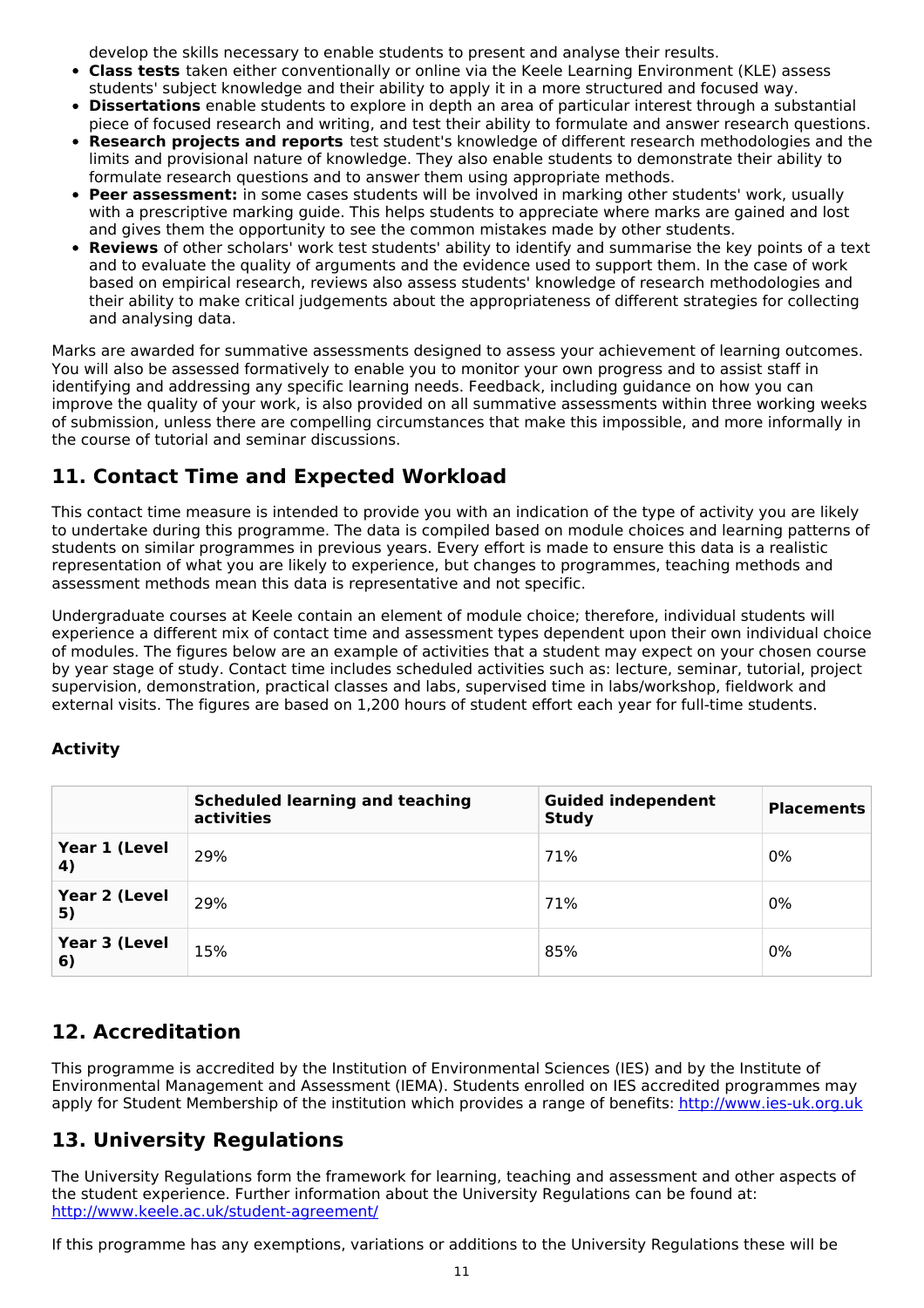develop the skills necessary to enable students to present and analyse their results.

- **Class tests** taken either conventionally or online via the Keele Learning Environment (KLE) assess students' subject knowledge and their ability to apply it in a more structured and focused way.
- **Dissertations** enable students to explore in depth an area of particular interest through a substantial piece of focused research and writing, and test their ability to formulate and answer research questions.
- **Research projects and reports** test student's knowledge of different research methodologies and the limits and provisional nature of knowledge. They also enable students to demonstrate their ability to formulate research questions and to answer them using appropriate methods.
- **Peer assessment:** in some cases students will be involved in marking other students' work, usually with a prescriptive marking guide. This helps students to appreciate where marks are gained and lost and gives them the opportunity to see the common mistakes made by other students.
- **Reviews** of other scholars' work test students' ability to identify and summarise the key points of a text and to evaluate the quality of arguments and the evidence used to support them. In the case of work based on empirical research, reviews also assess students' knowledge of research methodologies and their ability to make critical judgements about the appropriateness of different strategies for collecting and analysing data.

Marks are awarded for summative assessments designed to assess your achievement of learning outcomes. You will also be assessed formatively to enable you to monitor your own progress and to assist staff in identifying and addressing any specific learning needs. Feedback, including guidance on how you can improve the quality of your work, is also provided on all summative assessments within three working weeks of submission, unless there are compelling circumstances that make this impossible, and more informally in the course of tutorial and seminar discussions.

## 11. Contact Time and Expected Workload

This contact time measure is intended to provide you with an indication of the type of activity you are likely to undertake during this programme. The data is compiled based on module choices and learning patterns of students on similar programmes in previous years. Every effort is made to ensure this data is a realistic representation of what you are likely to experience, but changes to programmes, teaching methods and assessment methods mean this data is representative and not specific.

Undergraduate courses at Keele contain an element of module choice; therefore, individual students will experience a different mix of contact time and assessment types dependent upon their own individual choice of modules. The figures below are an example of activities that a student may expect on your chosen course by year stage of study. Contact time includes scheduled activities such as: lecture, seminar, tutorial, project supervision, demonstration, practical classes and labs, supervised time in labs/workshop, fieldwork and external visits. The figures are based on 1,200 hours of student effort each year for full-time students.

### Activity

| | Scheduled learning and teaching activities | Guided independent Study | Placements |
|---|---|---|---|
| **Year 1 (Level 4)** | 29% | 71% | 0% |
| **Year 2 (Level 5)** | 29% | 71% | 0% |
| **Year 3 (Level 6)** | 15% | 85% | 0% |

## 12. Accreditation

This programme is accredited by the Institution of Environmental Sciences (IES) and by the Institute of Environmental Management and Assessment (IEMA). Students enrolled on IES accredited programmes may apply for Student Membership of the institution which provides a range of benefits: http://www.ies-uk.org.uk

## 13. University Regulations

The University Regulations form the framework for learning, teaching and assessment and other aspects of the student experience. Further information about the University Regulations can be found at: http://www.keele.ac.uk/student-agreement/

If this programme has any exemptions, variations or additions to the University Regulations these will be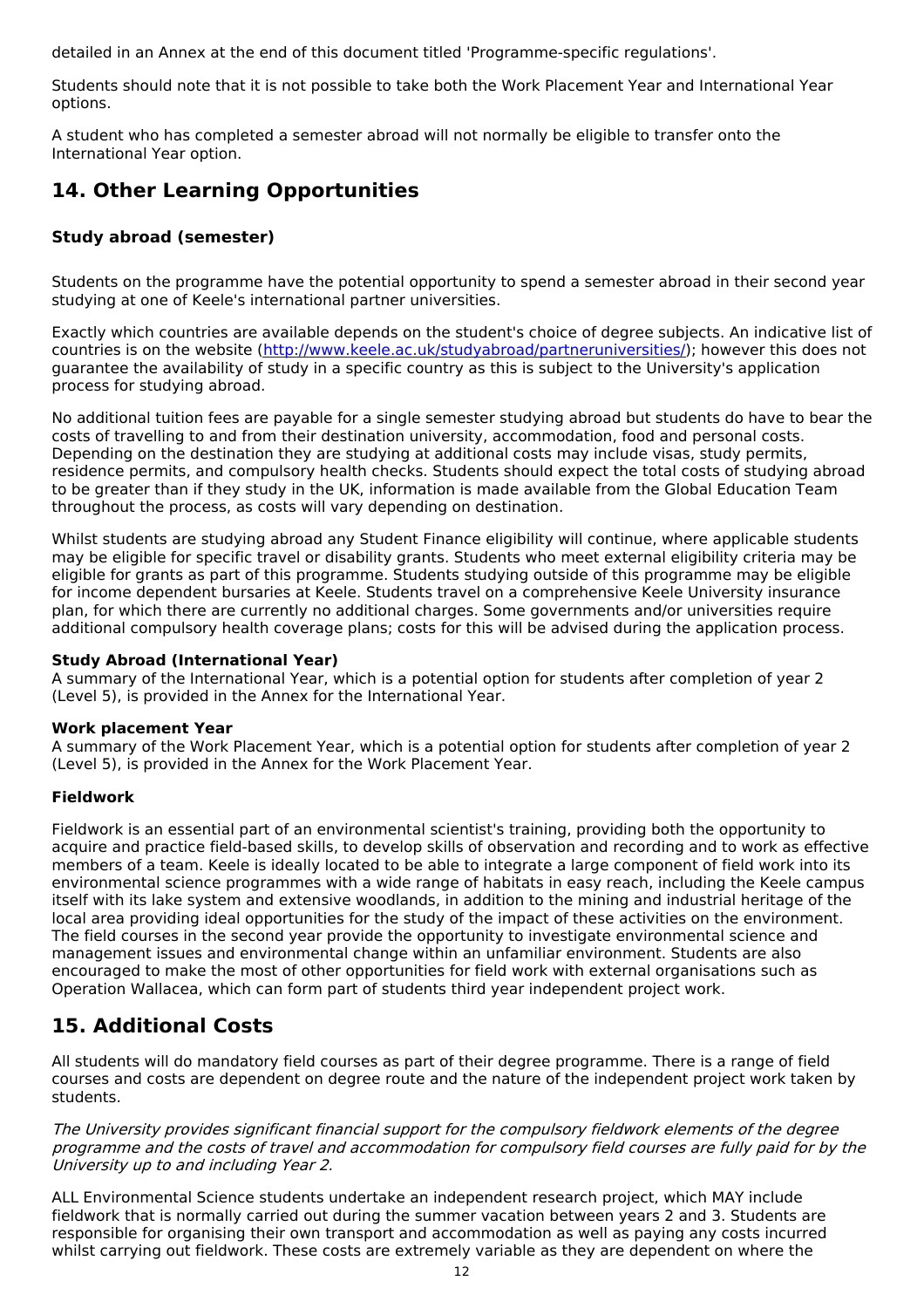detailed in an Annex at the end of this document titled 'Programme-specific regulations'.

Students should note that it is not possible to take both the Work Placement Year and International Year options.

A student who has completed a semester abroad will not normally be eligible to transfer onto the International Year option.

## 14. Other Learning Opportunities

### Study abroad (semester)

Students on the programme have the potential opportunity to spend a semester abroad in their second year studying at one of Keele's international partner universities.

Exactly which countries are available depends on the student's choice of degree subjects. An indicative list of countries is on the website ([http://www.keele.ac.uk/studyabroad/partneruniversities/](http://www.keele.ac.uk/studyabroad/partneruniversities/)); however this does not guarantee the availability of study in a specific country as this is subject to the University's application process for studying abroad.

No additional tuition fees are payable for a single semester studying abroad but students do have to bear the costs of travelling to and from their destination university, accommodation, food and personal costs. Depending on the destination they are studying at additional costs may include visas, study permits, residence permits, and compulsory health checks. Students should expect the total costs of studying abroad to be greater than if they study in the UK, information is made available from the Global Education Team throughout the process, as costs will vary depending on destination.

Whilst students are studying abroad any Student Finance eligibility will continue, where applicable students may be eligible for specific travel or disability grants. Students who meet external eligibility criteria may be eligible for grants as part of this programme. Students studying outside of this programme may be eligible for income dependent bursaries at Keele. Students travel on a comprehensive Keele University insurance plan, for which there are currently no additional charges. Some governments and/or universities require additional compulsory health coverage plans; costs for this will be advised during the application process.

**Study Abroad (International Year)**
A summary of the International Year, which is a potential option for students after completion of year 2 (Level 5), is provided in the Annex for the International Year.

**Work placement Year**
A summary of the Work Placement Year, which is a potential option for students after completion of year 2 (Level 5), is provided in the Annex for the Work Placement Year.

### Fieldwork

Fieldwork is an essential part of an environmental scientist's training, providing both the opportunity to acquire and practice field-based skills, to develop skills of observation and recording and to work as effective members of a team. Keele is ideally located to be able to integrate a large component of field work into its environmental science programmes with a wide range of habitats in easy reach, including the Keele campus itself with its lake system and extensive woodlands, in addition to the mining and industrial heritage of the local area providing ideal opportunities for the study of the impact of these activities on the environment. The field courses in the second year provide the opportunity to investigate environmental science and management issues and environmental change within an unfamiliar environment. Students are also encouraged to make the most of other opportunities for field work with external organisations such as Operation Wallacea, which can form part of students third year independent project work.

## 15. Additional Costs

All students will do mandatory field courses as part of their degree programme. There is a range of field courses and costs are dependent on degree route and the nature of the independent project work taken by students.

*The University provides significant financial support for the compulsory fieldwork elements of the degree programme and the costs of travel and accommodation for compulsory field courses are fully paid for by the University up to and including Year 2.*

ALL Environmental Science students undertake an independent research project, which MAY include fieldwork that is normally carried out during the summer vacation between years 2 and 3. Students are responsible for organising their own transport and accommodation as well as paying any costs incurred whilst carrying out fieldwork. These costs are extremely variable as they are dependent on where the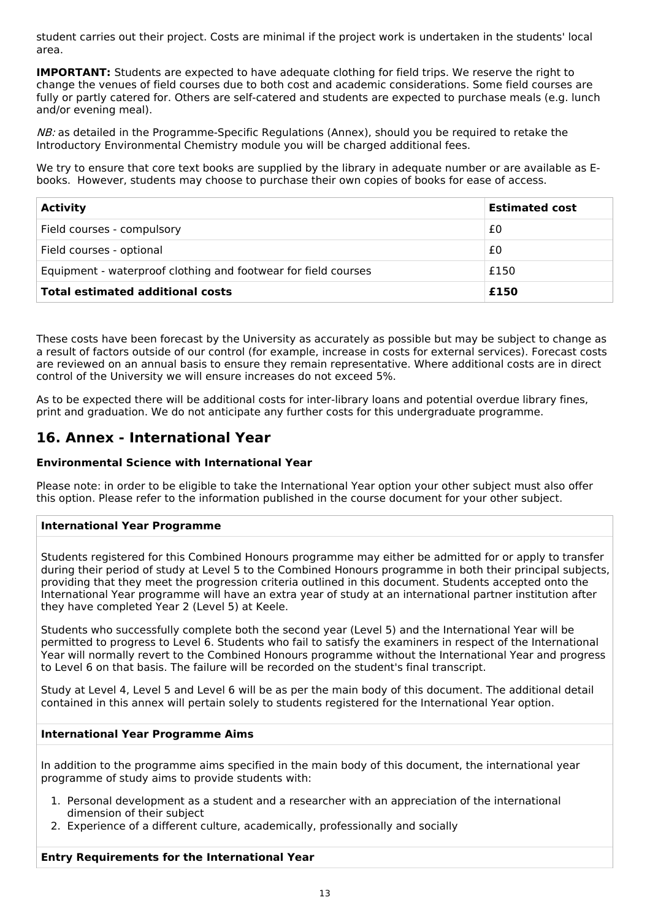student carries out their project. Costs are minimal if the project work is undertaken in the students' local area.

**IMPORTANT:** Students are expected to have adequate clothing for field trips. We reserve the right to change the venues of field courses due to both cost and academic considerations. Some field courses are fully or partly catered for. Others are self-catered and students are expected to purchase meals (e.g. lunch and/or evening meal).

*NB:* as detailed in the Programme-Specific Regulations (Annex), should you be required to retake the Introductory Environmental Chemistry module you will be charged additional fees.

We try to ensure that core text books are supplied by the library in adequate number or are available as E-books. However, students may choose to purchase their own copies of books for ease of access.

| **Activity** | **Estimated cost** |
|---|---|
| Field courses - compulsory | £0 |
| Field courses - optional | £0 |
| Equipment - waterproof clothing and footwear for field courses | £150 |
| **Total estimated additional costs** | **£150** |

These costs have been forecast by the University as accurately as possible but may be subject to change as a result of factors outside of our control (for example, increase in costs for external services). Forecast costs are reviewed on an annual basis to ensure they remain representative. Where additional costs are in direct control of the University we will ensure increases do not exceed 5%.

As to be expected there will be additional costs for inter-library loans and potential overdue library fines, print and graduation. We do not anticipate any further costs for this undergraduate programme.

## 16. Annex - International Year

### Environmental Science with International Year

Please note: in order to be eligible to take the International Year option your other subject must also offer this option. Please refer to the information published in the course document for your other subject.

#### International Year Programme

Students registered for this Combined Honours programme may either be admitted for or apply to transfer during their period of study at Level 5 to the Combined Honours programme in both their principal subjects, providing that they meet the progression criteria outlined in this document. Students accepted onto the International Year programme will have an extra year of study at an international partner institution after they have completed Year 2 (Level 5) at Keele.

Students who successfully complete both the second year (Level 5) and the International Year will be permitted to progress to Level 6. Students who fail to satisfy the examiners in respect of the International Year will normally revert to the Combined Honours programme without the International Year and progress to Level 6 on that basis. The failure will be recorded on the student's final transcript.

Study at Level 4, Level 5 and Level 6 will be as per the main body of this document. The additional detail contained in this annex will pertain solely to students registered for the International Year option.

#### International Year Programme Aims

In addition to the programme aims specified in the main body of this document, the international year programme of study aims to provide students with:

1. Personal development as a student and a researcher with an appreciation of the international dimension of their subject
2. Experience of a different culture, academically, professionally and socially

#### Entry Requirements for the International Year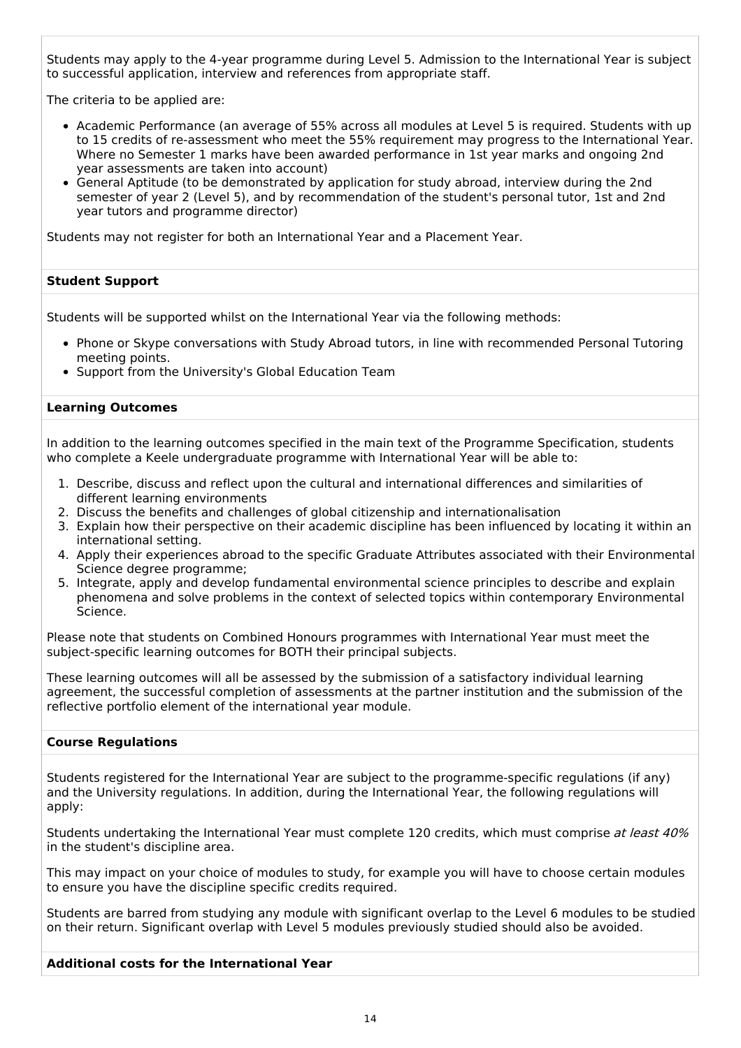Students may apply to the 4-year programme during Level 5. Admission to the International Year is subject to successful application, interview and references from appropriate staff.

The criteria to be applied are:

- Academic Performance (an average of 55% across all modules at Level 5 is required. Students with up to 15 credits of re-assessment who meet the 55% requirement may progress to the International Year. Where no Semester 1 marks have been awarded performance in 1st year marks and ongoing 2nd year assessments are taken into account)
- General Aptitude (to be demonstrated by application for study abroad, interview during the 2nd semester of year 2 (Level 5), and by recommendation of the student's personal tutor, 1st and 2nd year tutors and programme director)

Students may not register for both an International Year and a Placement Year.

**Student Support**

Students will be supported whilst on the International Year via the following methods:

- Phone or Skype conversations with Study Abroad tutors, in line with recommended Personal Tutoring meeting points.
- Support from the University's Global Education Team

**Learning Outcomes**

In addition to the learning outcomes specified in the main text of the Programme Specification, students who complete a Keele undergraduate programme with International Year will be able to:

1. Describe, discuss and reflect upon the cultural and international differences and similarities of different learning environments
2. Discuss the benefits and challenges of global citizenship and internationalisation
3. Explain how their perspective on their academic discipline has been influenced by locating it within an international setting.
4. Apply their experiences abroad to the specific Graduate Attributes associated with their Environmental Science degree programme;
5. Integrate, apply and develop fundamental environmental science principles to describe and explain phenomena and solve problems in the context of selected topics within contemporary Environmental Science.

Please note that students on Combined Honours programmes with International Year must meet the subject-specific learning outcomes for BOTH their principal subjects.

These learning outcomes will all be assessed by the submission of a satisfactory individual learning agreement, the successful completion of assessments at the partner institution and the submission of the reflective portfolio element of the international year module.

**Course Regulations**

Students registered for the International Year are subject to the programme-specific regulations (if any) and the University regulations. In addition, during the International Year, the following regulations will apply:

Students undertaking the International Year must complete 120 credits, which must comprise *at least 40%* in the student's discipline area.

This may impact on your choice of modules to study, for example you will have to choose certain modules to ensure you have the discipline specific credits required.

Students are barred from studying any module with significant overlap to the Level 6 modules to be studied on their return. Significant overlap with Level 5 modules previously studied should also be avoided.

**Additional costs for the International Year**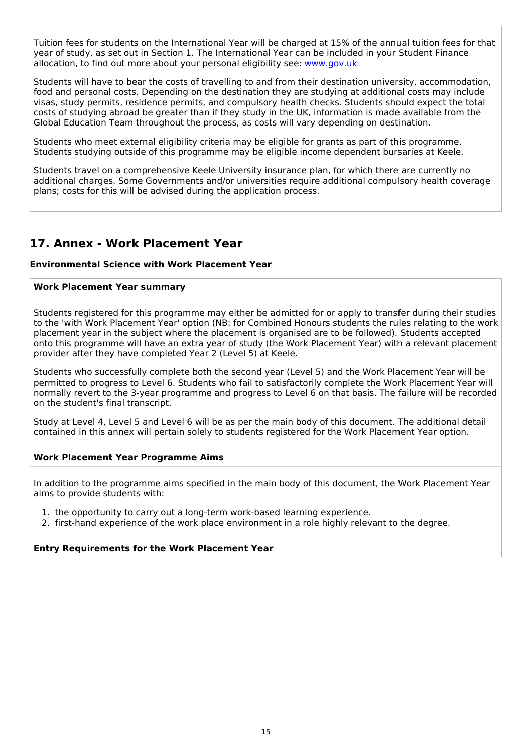Tuition fees for students on the International Year will be charged at 15% of the annual tuition fees for that year of study, as set out in Section 1. The International Year can be included in your Student Finance allocation, to find out more about your personal eligibility see: [www.gov.uk](www.gov.uk)

Students will have to bear the costs of travelling to and from their destination university, accommodation, food and personal costs. Depending on the destination they are studying at additional costs may include visas, study permits, residence permits, and compulsory health checks. Students should expect the total costs of studying abroad be greater than if they study in the UK, information is made available from the Global Education Team throughout the process, as costs will vary depending on destination.

Students who meet external eligibility criteria may be eligible for grants as part of this programme. Students studying outside of this programme may be eligible income dependent bursaries at Keele.

Students travel on a comprehensive Keele University insurance plan, for which there are currently no additional charges. Some Governments and/or universities require additional compulsory health coverage plans; costs for this will be advised during the application process.

## 17. Annex - Work Placement Year

**Environmental Science with Work Placement Year**

**Work Placement Year summary**

Students registered for this programme may either be admitted for or apply to transfer during their studies to the 'with Work Placement Year' option (NB: for Combined Honours students the rules relating to the work placement year in the subject where the placement is organised are to be followed). Students accepted onto this programme will have an extra year of study (the Work Placement Year) with a relevant placement provider after they have completed Year 2 (Level 5) at Keele.

Students who successfully complete both the second year (Level 5) and the Work Placement Year will be permitted to progress to Level 6. Students who fail to satisfactorily complete the Work Placement Year will normally revert to the 3-year programme and progress to Level 6 on that basis. The failure will be recorded on the student's final transcript.

Study at Level 4, Level 5 and Level 6 will be as per the main body of this document. The additional detail contained in this annex will pertain solely to students registered for the Work Placement Year option.

**Work Placement Year Programme Aims**

In addition to the programme aims specified in the main body of this document, the Work Placement Year aims to provide students with:

1. the opportunity to carry out a long-term work-based learning experience.
2. first-hand experience of the work place environment in a role highly relevant to the degree.

**Entry Requirements for the Work Placement Year**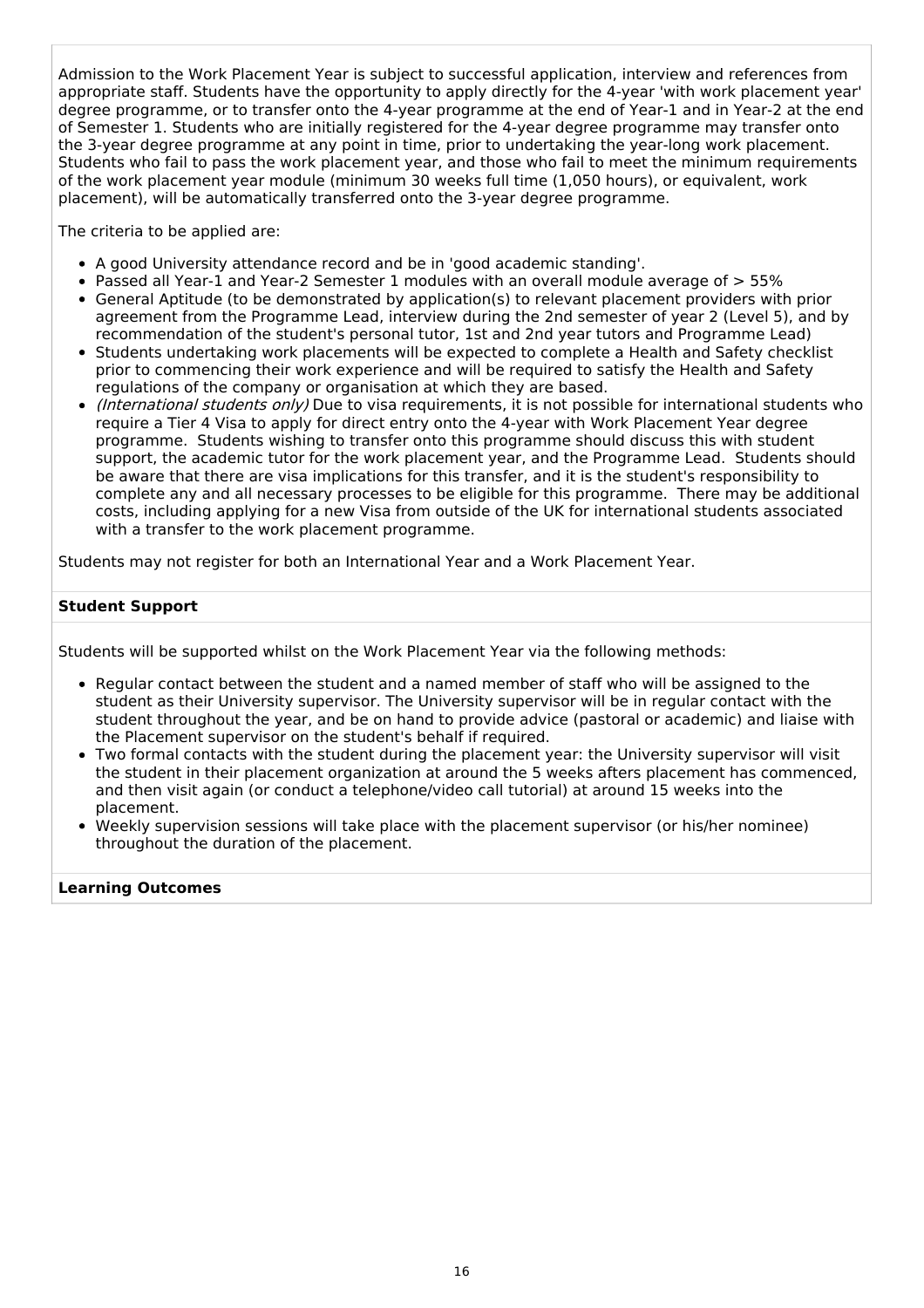Admission to the Work Placement Year is subject to successful application, interview and references from appropriate staff. Students have the opportunity to apply directly for the 4-year 'with work placement year' degree programme, or to transfer onto the 4-year programme at the end of Year-1 and in Year-2 at the end of Semester 1. Students who are initially registered for the 4-year degree programme may transfer onto the 3-year degree programme at any point in time, prior to undertaking the year-long work placement. Students who fail to pass the work placement year, and those who fail to meet the minimum requirements of the work placement year module (minimum 30 weeks full time (1,050 hours), or equivalent, work placement), will be automatically transferred onto the 3-year degree programme.

The criteria to be applied are:

- A good University attendance record and be in 'good academic standing'.
- Passed all Year-1 and Year-2 Semester 1 modules with an overall module average of > 55%
- General Aptitude (to be demonstrated by application(s) to relevant placement providers with prior agreement from the Programme Lead, interview during the 2nd semester of year 2 (Level 5), and by recommendation of the student's personal tutor, 1st and 2nd year tutors and Programme Lead)
- Students undertaking work placements will be expected to complete a Health and Safety checklist prior to commencing their work experience and will be required to satisfy the Health and Safety regulations of the company or organisation at which they are based.
- *(International students only)* Due to visa requirements, it is not possible for international students who require a Tier 4 Visa to apply for direct entry onto the 4-year with Work Placement Year degree programme. Students wishing to transfer onto this programme should discuss this with student support, the academic tutor for the work placement year, and the Programme Lead. Students should be aware that there are visa implications for this transfer, and it is the student's responsibility to complete any and all necessary processes to be eligible for this programme. There may be additional costs, including applying for a new Visa from outside of the UK for international students associated with a transfer to the work placement programme.

Students may not register for both an International Year and a Work Placement Year.

**Student Support**

Students will be supported whilst on the Work Placement Year via the following methods:

- Regular contact between the student and a named member of staff who will be assigned to the student as their University supervisor. The University supervisor will be in regular contact with the student throughout the year, and be on hand to provide advice (pastoral or academic) and liaise with the Placement supervisor on the student's behalf if required.
- Two formal contacts with the student during the placement year: the University supervisor will visit the student in their placement organization at around the 5 weeks afters placement has commenced, and then visit again (or conduct a telephone/video call tutorial) at around 15 weeks into the placement.
- Weekly supervision sessions will take place with the placement supervisor (or his/her nominee) throughout the duration of the placement.

**Learning Outcomes**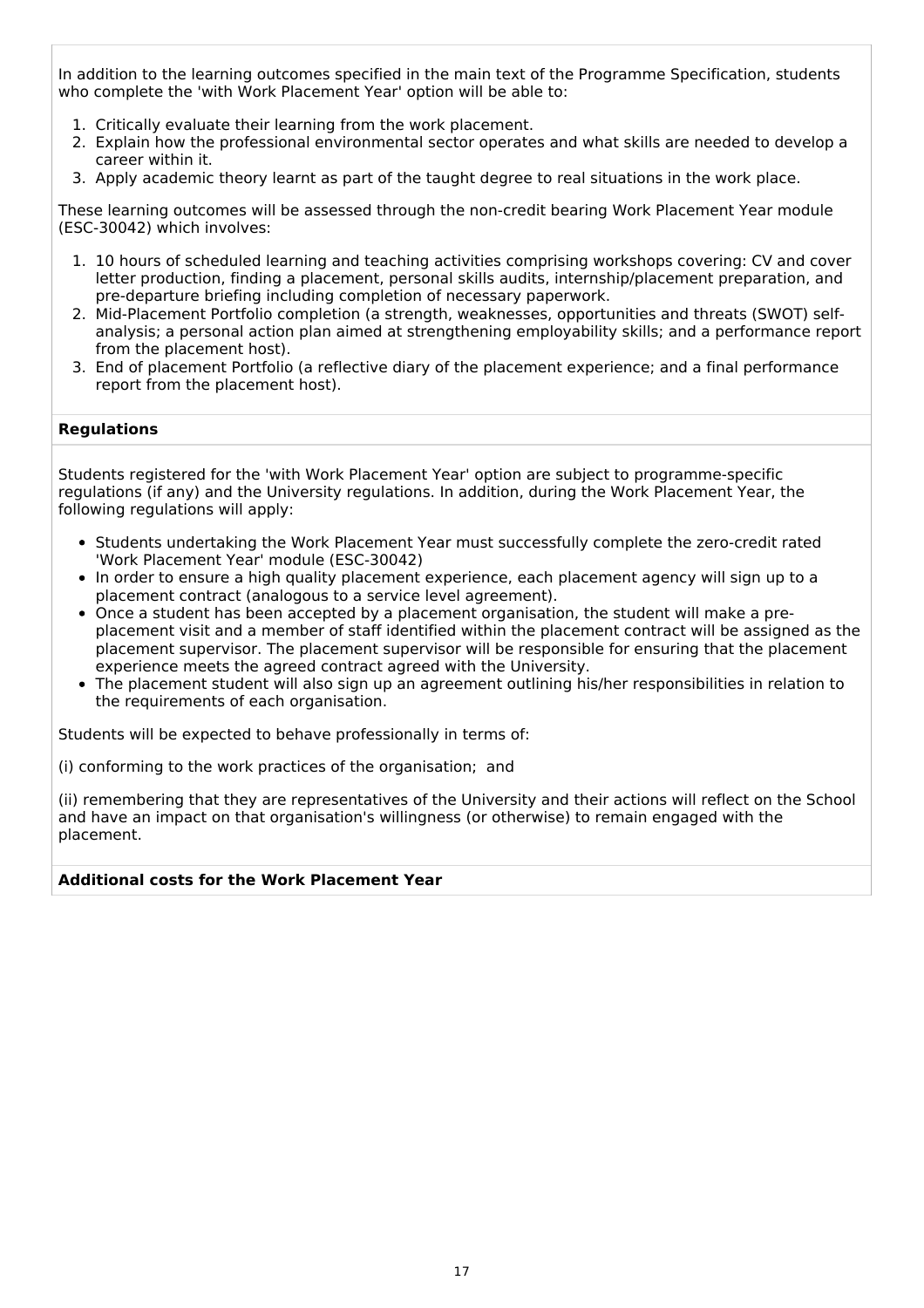In addition to the learning outcomes specified in the main text of the Programme Specification, students who complete the 'with Work Placement Year' option will be able to:

1. Critically evaluate their learning from the work placement.
2. Explain how the professional environmental sector operates and what skills are needed to develop a career within it.
3. Apply academic theory learnt as part of the taught degree to real situations in the work place.

These learning outcomes will be assessed through the non-credit bearing Work Placement Year module (ESC-30042) which involves:

1. 10 hours of scheduled learning and teaching activities comprising workshops covering: CV and cover letter production, finding a placement, personal skills audits, internship/placement preparation, and pre-departure briefing including completion of necessary paperwork.
2. Mid-Placement Portfolio completion (a strength, weaknesses, opportunities and threats (SWOT) self-analysis; a personal action plan aimed at strengthening employability skills; and a performance report from the placement host).
3. End of placement Portfolio (a reflective diary of the placement experience; and a final performance report from the placement host).

**Regulations**

Students registered for the 'with Work Placement Year' option are subject to programme-specific regulations (if any) and the University regulations. In addition, during the Work Placement Year, the following regulations will apply:

- Students undertaking the Work Placement Year must successfully complete the zero-credit rated 'Work Placement Year' module (ESC-30042)
- In order to ensure a high quality placement experience, each placement agency will sign up to a placement contract (analogous to a service level agreement).
- Once a student has been accepted by a placement organisation, the student will make a pre-placement visit and a member of staff identified within the placement contract will be assigned as the placement supervisor. The placement supervisor will be responsible for ensuring that the placement experience meets the agreed contract agreed with the University.
- The placement student will also sign up an agreement outlining his/her responsibilities in relation to the requirements of each organisation.

Students will be expected to behave professionally in terms of:

(i) conforming to the work practices of the organisation;  and

(ii) remembering that they are representatives of the University and their actions will reflect on the School and have an impact on that organisation's willingness (or otherwise) to remain engaged with the placement.

**Additional costs for the Work Placement Year**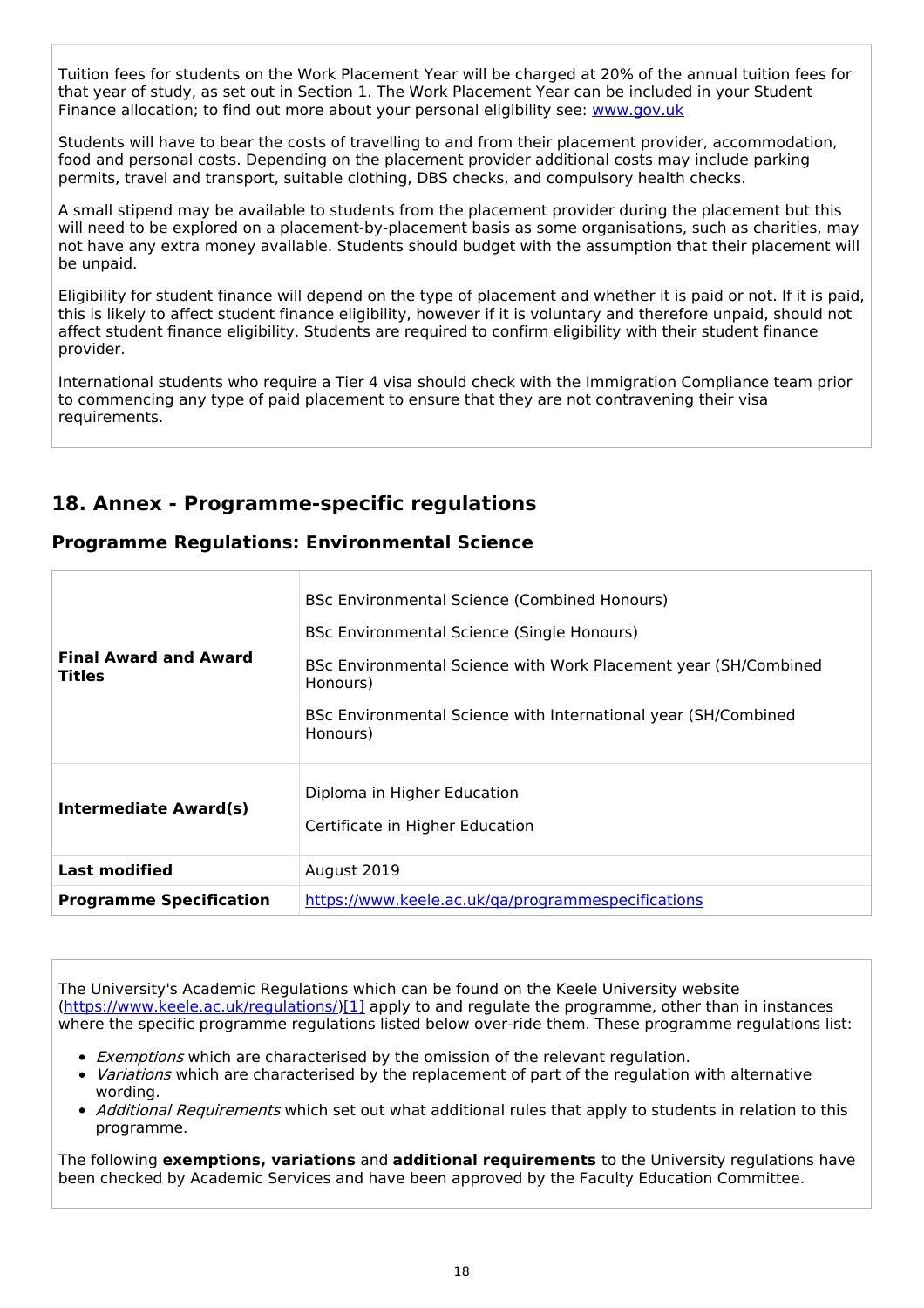Tuition fees for students on the Work Placement Year will be charged at 20% of the annual tuition fees for that year of study, as set out in Section 1. The Work Placement Year can be included in your Student Finance allocation; to find out more about your personal eligibility see: [www.gov.uk](www.gov.uk)

Students will have to bear the costs of travelling to and from their placement provider, accommodation, food and personal costs. Depending on the placement provider additional costs may include parking permits, travel and transport, suitable clothing, DBS checks, and compulsory health checks.

A small stipend may be available to students from the placement provider during the placement but this will need to be explored on a placement-by-placement basis as some organisations, such as charities, may not have any extra money available. Students should budget with the assumption that their placement will be unpaid.

Eligibility for student finance will depend on the type of placement and whether it is paid or not. If it is paid, this is likely to affect student finance eligibility, however if it is voluntary and therefore unpaid, should not affect student finance eligibility. Students are required to confirm eligibility with their student finance provider.

International students who require a Tier 4 visa should check with the Immigration Compliance team prior to commencing any type of paid placement to ensure that they are not contravening their visa requirements.

## 18. Annex - Programme-specific regulations

### Programme Regulations: Environmental Science

| | |
|---|---|
| **Final Award and Award Titles** | BSc Environmental Science (Combined Honours)<br>BSc Environmental Science (Single Honours)<br>BSc Environmental Science with Work Placement year (SH/Combined Honours)<br>BSc Environmental Science with International year (SH/Combined Honours) |
| **Intermediate Award(s)** | Diploma in Higher Education<br>Certificate in Higher Education |
| **Last modified** | August 2019 |
| **Programme Specification** | https://www.keele.ac.uk/qa/programmespecifications |

The University's Academic Regulations which can be found on the Keele University website (https://www.keele.ac.uk/regulations/)[1] apply to and regulate the programme, other than in instances where the specific programme regulations listed below over-ride them. These programme regulations list:

- *Exemptions* which are characterised by the omission of the relevant regulation.
- *Variations* which are characterised by the replacement of part of the regulation with alternative wording.
- *Additional Requirements* which set out what additional rules that apply to students in relation to this programme.

The following **exemptions, variations** and **additional requirements** to the University regulations have been checked by Academic Services and have been approved by the Faculty Education Committee.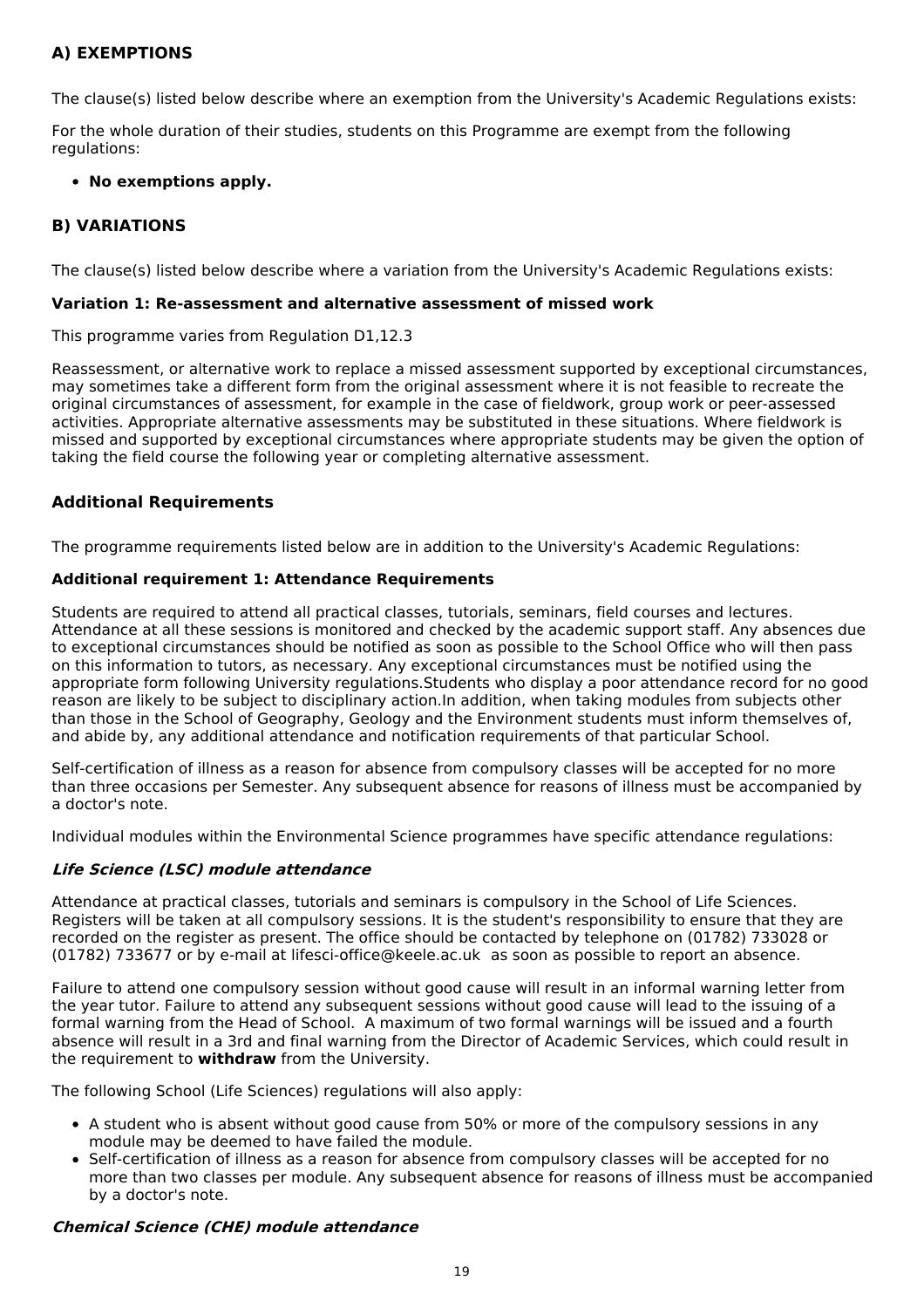## A) EXEMPTIONS

The clause(s) listed below describe where an exemption from the University's Academic Regulations exists:

For the whole duration of their studies, students on this Programme are exempt from the following regulations:

- **No exemptions apply.**

## B) VARIATIONS

The clause(s) listed below describe where a variation from the University's Academic Regulations exists:

**Variation 1: Re-assessment and alternative assessment of missed work**

This programme varies from Regulation D1,12.3

Reassessment, or alternative work to replace a missed assessment supported by exceptional circumstances, may sometimes take a different form from the original assessment where it is not feasible to recreate the original circumstances of assessment, for example in the case of fieldwork, group work or peer-assessed activities. Appropriate alternative assessments may be substituted in these situations. Where fieldwork is missed and supported by exceptional circumstances where appropriate students may be given the option of taking the field course the following year or completing alternative assessment.

### Additional Requirements

The programme requirements listed below are in addition to the University's Academic Regulations:

**Additional requirement 1: Attendance Requirements**

Students are required to attend all practical classes, tutorials, seminars, field courses and lectures. Attendance at all these sessions is monitored and checked by the academic support staff. Any absences due to exceptional circumstances should be notified as soon as possible to the School Office who will then pass on this information to tutors, as necessary. Any exceptional circumstances must be notified using the appropriate form following University regulations.Students who display a poor attendance record for no good reason are likely to be subject to disciplinary action.In addition, when taking modules from subjects other than those in the School of Geography, Geology and the Environment students must inform themselves of, and abide by, any additional attendance and notification requirements of that particular School.

Self-certification of illness as a reason for absence from compulsory classes will be accepted for no more than three occasions per Semester. Any subsequent absence for reasons of illness must be accompanied by a doctor's note.

Individual modules within the Environmental Science programmes have specific attendance regulations:

***Life Science (LSC) module attendance***

Attendance at practical classes, tutorials and seminars is compulsory in the School of Life Sciences. Registers will be taken at all compulsory sessions. It is the student's responsibility to ensure that they are recorded on the register as present. The office should be contacted by telephone on (01782) 733028 or (01782) 733677 or by e-mail at lifesci-office@keele.ac.uk  as soon as possible to report an absence.

Failure to attend one compulsory session without good cause will result in an informal warning letter from the year tutor. Failure to attend any subsequent sessions without good cause will lead to the issuing of a formal warning from the Head of School.  A maximum of two formal warnings will be issued and a fourth absence will result in a 3rd and final warning from the Director of Academic Services, which could result in the requirement to **withdraw** from the University.

The following School (Life Sciences) regulations will also apply:

- A student who is absent without good cause from 50% or more of the compulsory sessions in any module may be deemed to have failed the module.
- Self-certification of illness as a reason for absence from compulsory classes will be accepted for no more than two classes per module. Any subsequent absence for reasons of illness must be accompanied by a doctor's note.

***Chemical Science (CHE) module attendance***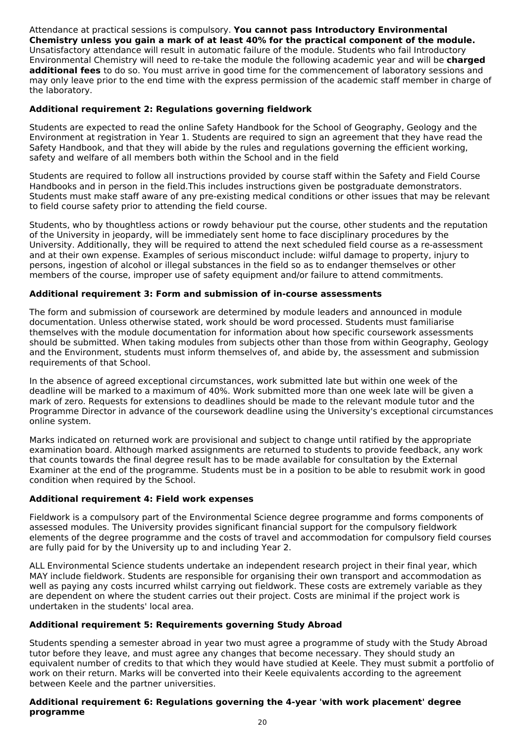Attendance at practical sessions is compulsory. **You cannot pass Introductory Environmental Chemistry unless you gain a mark of at least 40% for the practical component of the module.** Unsatisfactory attendance will result in automatic failure of the module. Students who fail Introductory Environmental Chemistry will need to re-take the module the following academic year and will be **charged additional fees** to do so. You must arrive in good time for the commencement of laboratory sessions and may only leave prior to the end time with the express permission of the academic staff member in charge of the laboratory.

### Additional requirement 2: Regulations governing fieldwork

Students are expected to read the online Safety Handbook for the School of Geography, Geology and the Environment at registration in Year 1. Students are required to sign an agreement that they have read the Safety Handbook, and that they will abide by the rules and regulations governing the efficient working, safety and welfare of all members both within the School and in the field

Students are required to follow all instructions provided by course staff within the Safety and Field Course Handbooks and in person in the field.This includes instructions given be postgraduate demonstrators. Students must make staff aware of any pre-existing medical conditions or other issues that may be relevant to field course safety prior to attending the field course.

Students, who by thoughtless actions or rowdy behaviour put the course, other students and the reputation of the University in jeopardy, will be immediately sent home to face disciplinary procedures by the University. Additionally, they will be required to attend the next scheduled field course as a re-assessment and at their own expense. Examples of serious misconduct include: wilful damage to property, injury to persons, ingestion of alcohol or illegal substances in the field so as to endanger themselves or other members of the course, improper use of safety equipment and/or failure to attend commitments.

### Additional requirement 3: Form and submission of in-course assessments

The form and submission of coursework are determined by module leaders and announced in module documentation. Unless otherwise stated, work should be word processed. Students must familiarise themselves with the module documentation for information about how specific coursework assessments should be submitted. When taking modules from subjects other than those from within Geography, Geology and the Environment, students must inform themselves of, and abide by, the assessment and submission requirements of that School.

In the absence of agreed exceptional circumstances, work submitted late but within one week of the deadline will be marked to a maximum of 40%. Work submitted more than one week late will be given a mark of zero. Requests for extensions to deadlines should be made to the relevant module tutor and the Programme Director in advance of the coursework deadline using the University's exceptional circumstances online system.

Marks indicated on returned work are provisional and subject to change until ratified by the appropriate examination board. Although marked assignments are returned to students to provide feedback, any work that counts towards the final degree result has to be made available for consultation by the External Examiner at the end of the programme. Students must be in a position to be able to resubmit work in good condition when required by the School.

### Additional requirement 4: Field work expenses

Fieldwork is a compulsory part of the Environmental Science degree programme and forms components of assessed modules. The University provides significant financial support for the compulsory fieldwork elements of the degree programme and the costs of travel and accommodation for compulsory field courses are fully paid for by the University up to and including Year 2.

ALL Environmental Science students undertake an independent research project in their final year, which MAY include fieldwork. Students are responsible for organising their own transport and accommodation as well as paying any costs incurred whilst carrying out fieldwork. These costs are extremely variable as they are dependent on where the student carries out their project. Costs are minimal if the project work is undertaken in the students' local area.

### Additional requirement 5: Requirements governing Study Abroad

Students spending a semester abroad in year two must agree a programme of study with the Study Abroad tutor before they leave, and must agree any changes that become necessary. They should study an equivalent number of credits to that which they would have studied at Keele. They must submit a portfolio of work on their return. Marks will be converted into their Keele equivalents according to the agreement between Keele and the partner universities.

### Additional requirement 6: Regulations governing the 4-year 'with work placement' degree programme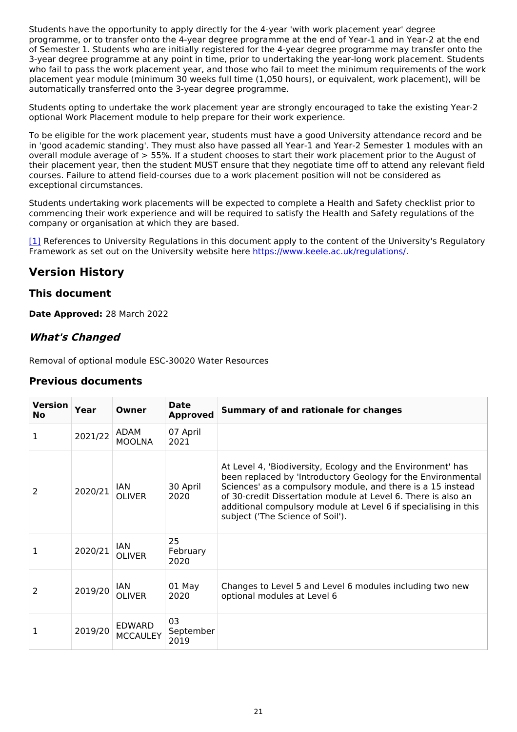Students have the opportunity to apply directly for the 4-year 'with work placement year' degree programme, or to transfer onto the 4-year degree programme at the end of Year-1 and in Year-2 at the end of Semester 1. Students who are initially registered for the 4-year degree programme may transfer onto the 3-year degree programme at any point in time, prior to undertaking the year-long work placement. Students who fail to pass the work placement year, and those who fail to meet the minimum requirements of the work placement year module (minimum 30 weeks full time (1,050 hours), or equivalent, work placement), will be automatically transferred onto the 3-year degree programme.

Students opting to undertake the work placement year are strongly encouraged to take the existing Year-2 optional Work Placement module to help prepare for their work experience.

To be eligible for the work placement year, students must have a good University attendance record and be in 'good academic standing'. They must also have passed all Year-1 and Year-2 Semester 1 modules with an overall module average of > 55%. If a student chooses to start their work placement prior to the August of their placement year, then the student MUST ensure that they negotiate time off to attend any relevant field courses. Failure to attend field-courses due to a work placement position will not be considered as exceptional circumstances.

Students undertaking work placements will be expected to complete a Health and Safety checklist prior to commencing their work experience and will be required to satisfy the Health and Safety regulations of the company or organisation at which they are based.

[1] References to University Regulations in this document apply to the content of the University's Regulatory Framework as set out on the University website here https://www.keele.ac.uk/regulations/.

## Version History

### This document

**Date Approved:** 28 March 2022

### *What's Changed*

Removal of optional module ESC-30020 Water Resources

### Previous documents

| Version No | Year | Owner | Date Approved | Summary of and rationale for changes |
|---|---|---|---|---|
| 1 | 2021/22 | ADAM MOOLNA | 07 April 2021 | |
| 2 | 2020/21 | IAN OLIVER | 30 April 2020 | At Level 4, 'Biodiversity, Ecology and the Environment' has been replaced by 'Introductory Geology for the Environmental Sciences' as a compulsory module, and there is a 15 instead of 30-credit Dissertation module at Level 6. There is also an additional compulsory module at Level 6 if specialising in this subject ('The Science of Soil'). |
| 1 | 2020/21 | IAN OLIVER | 25 February 2020 | |
| 2 | 2019/20 | IAN OLIVER | 01 May 2020 | Changes to Level 5 and Level 6 modules including two new optional modules at Level 6 |
| 1 | 2019/20 | EDWARD MCCAULEY | 03 September 2019 | |